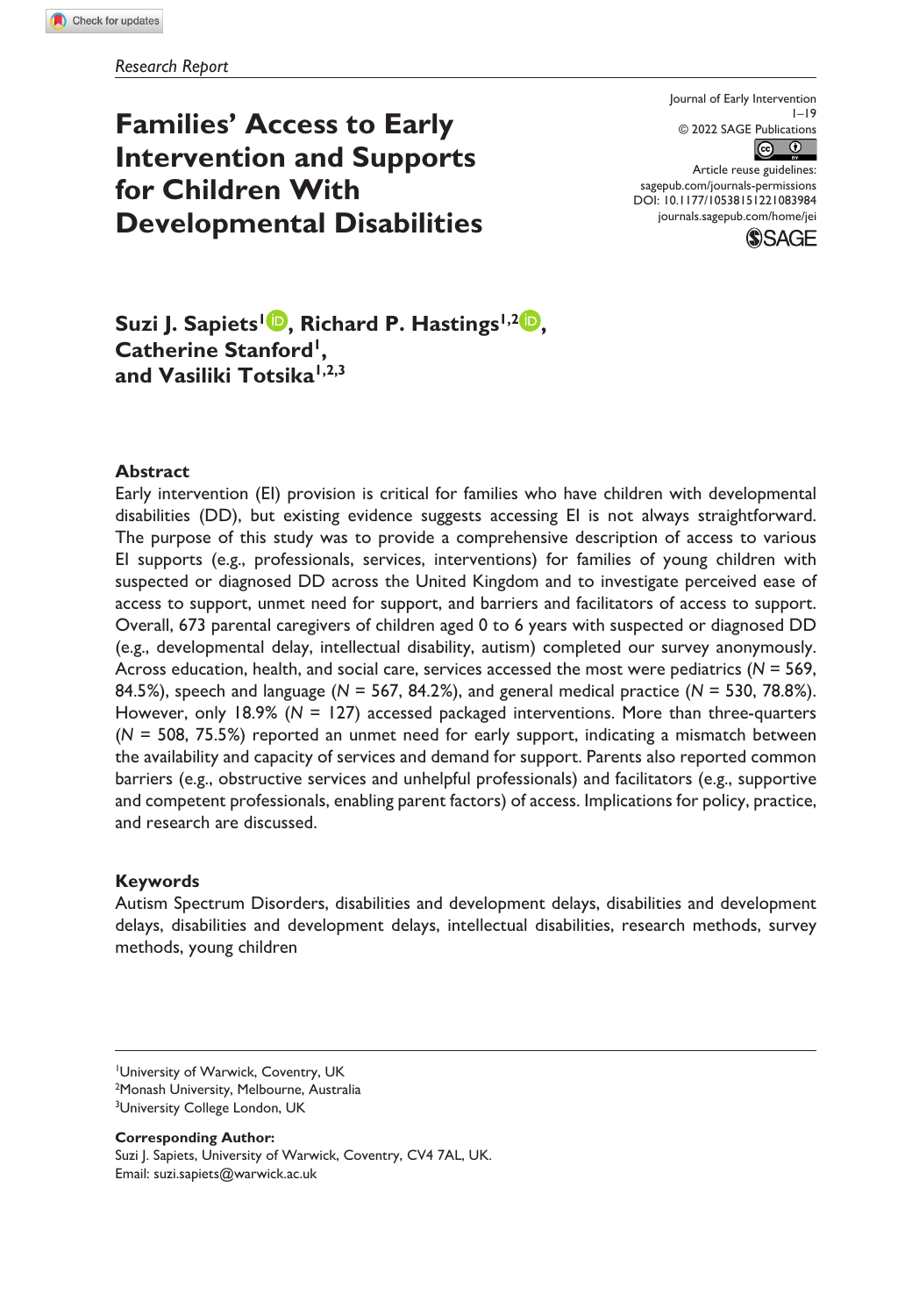Research Report

# Families' Access to Early Intervention and Supports for Children With Developmental Disabilities

Journal of Early Intervention
1–19
© 2022 SAGE Publications
Article reuse guidelines:
sagepub.com/journals-permissions
DOI: 10.1177/10538151221083984
journals.sagepub.com/home/jei

**Suzi J. Sapiets[1], Richard P. Hastings[1,2], Catherine Stanford[1], and Vasiliki Totsika[1,2,3]**

## Abstract

Early intervention (EI) provision is critical for families who have children with developmental disabilities (DD), but existing evidence suggests accessing EI is not always straightforward. The purpose of this study was to provide a comprehensive description of access to various EI supports (e.g., professionals, services, interventions) for families of young children with suspected or diagnosed DD across the United Kingdom and to investigate perceived ease of access to support, unmet need for support, and barriers and facilitators of access to support. Overall, 673 parental caregivers of children aged 0 to 6 years with suspected or diagnosed DD (e.g., developmental delay, intellectual disability, autism) completed our survey anonymously. Across education, health, and social care, services accessed the most were pediatrics (*N* = 569, 84.5%), speech and language (*N* = 567, 84.2%), and general medical practice (*N* = 530, 78.8%). However, only 18.9% (*N* = 127) accessed packaged interventions. More than three-quarters (*N* = 508, 75.5%) reported an unmet need for early support, indicating a mismatch between the availability and capacity of services and demand for support. Parents also reported common barriers (e.g., obstructive services and unhelpful professionals) and facilitators (e.g., supportive and competent professionals, enabling parent factors) of access. Implications for policy, practice, and research are discussed.

## Keywords

Autism Spectrum Disorders, disabilities and development delays, disabilities and development delays, disabilities and development delays, intellectual disabilities, research methods, survey methods, young children

[1]University of Warwick, Coventry, UK
[2]Monash University, Melbourne, Australia
[3]University College London, UK

**Corresponding Author:**
Suzi J. Sapiets, University of Warwick, Coventry, CV4 7AL, UK.
Email: suzi.sapiets@warwick.ac.uk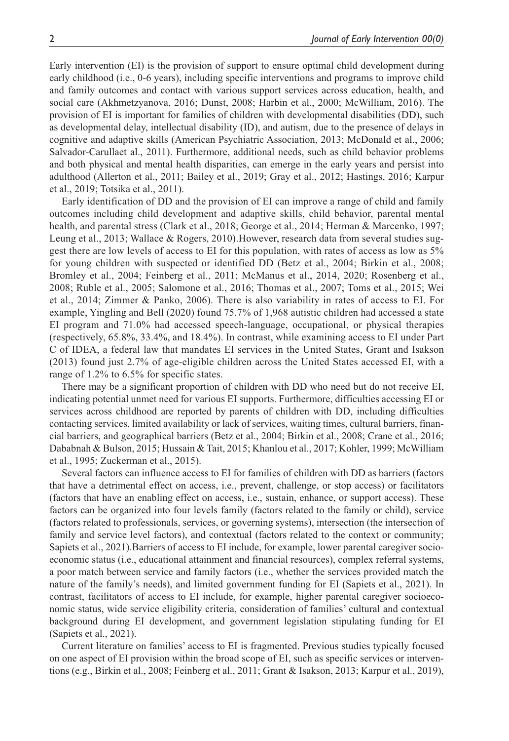Early intervention (EI) is the provision of support to ensure optimal child development during early childhood (i.e., 0-6 years), including specific interventions and programs to improve child and family outcomes and contact with various support services across education, health, and social care (Akhmetzyanova, 2016; Dunst, 2008; Harbin et al., 2000; McWilliam, 2016). The provision of EI is important for families of children with developmental disabilities (DD), such as developmental delay, intellectual disability (ID), and autism, due to the presence of delays in cognitive and adaptive skills (American Psychiatric Association, 2013; McDonald et al., 2006; Salvador-Carullaet al., 2011). Furthermore, additional needs, such as child behavior problems and both physical and mental health disparities, can emerge in the early years and persist into adulthood (Allerton et al., 2011; Bailey et al., 2019; Gray et al., 2012; Hastings, 2016; Karpur et al., 2019; Totsika et al., 2011).

Early identification of DD and the provision of EI can improve a range of child and family outcomes including child development and adaptive skills, child behavior, parental mental health, and parental stress (Clark et al., 2018; George et al., 2014; Herman & Marcenko, 1997; Leung et al., 2013; Wallace & Rogers, 2010).However, research data from several studies suggest there are low levels of access to EI for this population, with rates of access as low as 5% for young children with suspected or identified DD (Betz et al., 2004; Birkin et al., 2008; Bromley et al., 2004; Feinberg et al., 2011; McManus et al., 2014, 2020; Rosenberg et al., 2008; Ruble et al., 2005; Salomone et al., 2016; Thomas et al., 2007; Toms et al., 2015; Wei et al., 2014; Zimmer & Panko, 2006). There is also variability in rates of access to EI. For example, Yingling and Bell (2020) found 75.7% of 1,968 autistic children had accessed a state EI program and 71.0% had accessed speech-language, occupational, or physical therapies (respectively, 65.8%, 33.4%, and 18.4%). In contrast, while examining access to EI under Part C of IDEA, a federal law that mandates EI services in the United States, Grant and Isakson (2013) found just 2.7% of age-eligible children across the United States accessed EI, with a range of 1.2% to 6.5% for specific states.

There may be a significant proportion of children with DD who need but do not receive EI, indicating potential unmet need for various EI supports. Furthermore, difficulties accessing EI or services across childhood are reported by parents of children with DD, including difficulties contacting services, limited availability or lack of services, waiting times, cultural barriers, financial barriers, and geographical barriers (Betz et al., 2004; Birkin et al., 2008; Crane et al., 2016; Dababnah & Bulson, 2015; Hussain & Tait, 2015; Khanlou et al., 2017; Kohler, 1999; McWilliam et al., 1995; Zuckerman et al., 2015).

Several factors can influence access to EI for families of children with DD as barriers (factors that have a detrimental effect on access, i.e., prevent, challenge, or stop access) or facilitators (factors that have an enabling effect on access, i.e., sustain, enhance, or support access). These factors can be organized into four levels family (factors related to the family or child), service (factors related to professionals, services, or governing systems), intersection (the intersection of family and service level factors), and contextual (factors related to the context or community; Sapiets et al., 2021).Barriers of access to EI include, for example, lower parental caregiver socioeconomic status (i.e., educational attainment and financial resources), complex referral systems, a poor match between service and family factors (i.e., whether the services provided match the nature of the family's needs), and limited government funding for EI (Sapiets et al., 2021). In contrast, facilitators of access to EI include, for example, higher parental caregiver socioeconomic status, wide service eligibility criteria, consideration of families' cultural and contextual background during EI development, and government legislation stipulating funding for EI (Sapiets et al., 2021).

Current literature on families' access to EI is fragmented. Previous studies typically focused on one aspect of EI provision within the broad scope of EI, such as specific services or interventions (e.g., Birkin et al., 2008; Feinberg et al., 2011; Grant & Isakson, 2013; Karpur et al., 2019),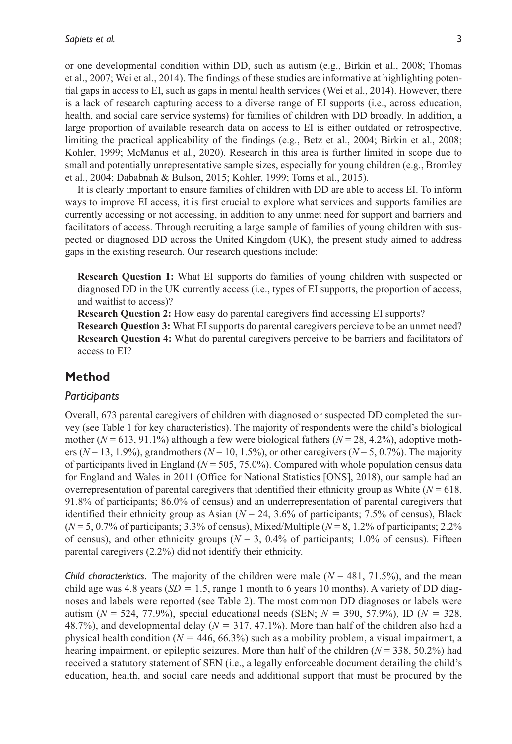or one developmental condition within DD, such as autism (e.g., Birkin et al., 2008; Thomas et al., 2007; Wei et al., 2014). The findings of these studies are informative at highlighting potential gaps in access to EI, such as gaps in mental health services (Wei et al., 2014). However, there is a lack of research capturing access to a diverse range of EI supports (i.e., across education, health, and social care service systems) for families of children with DD broadly. In addition, a large proportion of available research data on access to EI is either outdated or retrospective, limiting the practical applicability of the findings (e.g., Betz et al., 2004; Birkin et al., 2008; Kohler, 1999; McManus et al., 2020). Research in this area is further limited in scope due to small and potentially unrepresentative sample sizes, especially for young children (e.g., Bromley et al., 2004; Dababnah & Bulson, 2015; Kohler, 1999; Toms et al., 2015).

It is clearly important to ensure families of children with DD are able to access EI. To inform ways to improve EI access, it is first crucial to explore what services and supports families are currently accessing or not accessing, in addition to any unmet need for support and barriers and facilitators of access. Through recruiting a large sample of families of young children with suspected or diagnosed DD across the United Kingdom (UK), the present study aimed to address gaps in the existing research. Our research questions include:

**Research Question 1:** What EI supports do families of young children with suspected or diagnosed DD in the UK currently access (i.e., types of EI supports, the proportion of access, and waitlist to access)?

**Research Question 2:** How easy do parental caregivers find accessing EI supports?

**Research Question 3:** What EI supports do parental caregivers percieve to be an unmet need?

**Research Question 4:** What do parental caregivers perceive to be barriers and facilitators of access to EI?

## Method

### *Participants*

Overall, 673 parental caregivers of children with diagnosed or suspected DD completed the survey (see Table 1 for key characteristics). The majority of respondents were the child's biological mother ($N = 613$, 91.1%) although a few were biological fathers ($N = 28$, 4.2%), adoptive mothers ($N = 13$, 1.9%), grandmothers ($N = 10$, 1.5%), or other caregivers ($N = 5$, 0.7%). The majority of participants lived in England ($N = 505$, 75.0%). Compared with whole population census data for England and Wales in 2011 (Office for National Statistics [ONS], 2018), our sample had an overrepresentation of parental caregivers that identified their ethnicity group as White ($N = 618$, 91.8% of participants; 86.0% of census) and an underrepresentation of parental caregivers that identified their ethnicity group as Asian ($N = 24$, 3.6% of participants; 7.5% of census), Black ($N = 5$, 0.7% of participants; 3.3% of census), Mixed/Multiple ($N = 8$, 1.2% of participants; 2.2% of census), and other ethnicity groups ($N = 3$, 0.4% of participants; 1.0% of census). Fifteen parental caregivers (2.2%) did not identify their ethnicity.

*Child characteristics.* The majority of the children were male ($N = 481$, 71.5%), and the mean child age was 4.8 years ($SD = 1.5$, range 1 month to 6 years 10 months). A variety of DD diagnoses and labels were reported (see Table 2). The most common DD diagnoses or labels were autism ($N = 524$, 77.9%), special educational needs (SEN; $N = 390$, 57.9%), ID ($N = 328$, 48.7%), and developmental delay ($N = 317$, 47.1%). More than half of the children also had a physical health condition ($N = 446$, 66.3%) such as a mobility problem, a visual impairment, a hearing impairment, or epileptic seizures. More than half of the children ($N = 338$, 50.2%) had received a statutory statement of SEN (i.e., a legally enforceable document detailing the child's education, health, and social care needs and additional support that must be procured by the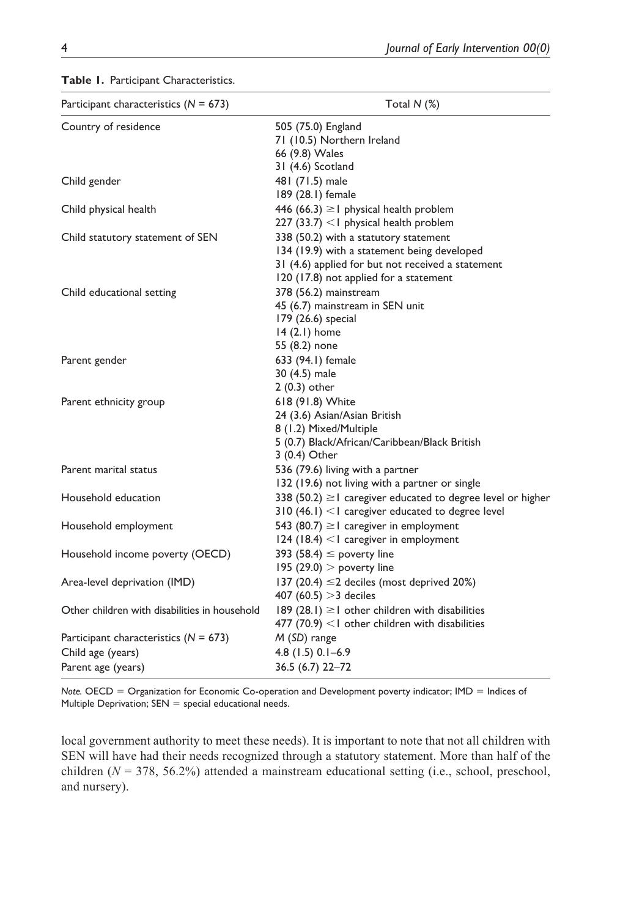**Table 1.** Participant Characteristics.

| Participant characteristics ($N$ = 673) | Total $N$ (%) |
|---|---|
| Country of residence | 505 (75.0) England<br>71 (10.5) Northern Ireland<br>66 (9.8) Wales<br>31 (4.6) Scotland |
| Child gender | 481 (71.5) male<br>189 (28.1) female |
| Child physical health | 446 (66.3) ≥1 physical health problem<br>227 (33.7) <1 physical health problem |
| Child statutory statement of SEN | 338 (50.2) with a statutory statement<br>134 (19.9) with a statement being developed<br>31 (4.6) applied for but not received a statement<br>120 (17.8) not applied for a statement |
| Child educational setting | 378 (56.2) mainstream<br>45 (6.7) mainstream in SEN unit<br>179 (26.6) special<br>14 (2.1) home<br>55 (8.2) none |
| Parent gender | 633 (94.1) female<br>30 (4.5) male<br>2 (0.3) other |
| Parent ethnicity group | 618 (91.8) White<br>24 (3.6) Asian/Asian British<br>8 (1.2) Mixed/Multiple<br>5 (0.7) Black/African/Caribbean/Black British<br>3 (0.4) Other |
| Parent marital status | 536 (79.6) living with a partner<br>132 (19.6) not living with a partner or single |
| Household education | 338 (50.2) ≥1 caregiver educated to degree level or higher<br>310 (46.1) <1 caregiver educated to degree level |
| Household employment | 543 (80.7) ≥1 caregiver in employment<br>124 (18.4) <1 caregiver in employment |
| Household income poverty (OECD) | 393 (58.4) ≤ poverty line<br>195 (29.0) > poverty line |
| Area-level deprivation (IMD) | 137 (20.4) ≤2 deciles (most deprived 20%)<br>407 (60.5) >3 deciles |
| Other children with disabilities in household | 189 (28.1) ≥1 other children with disabilities<br>477 (70.9) <1 other children with disabilities |
| Participant characteristics ($N$ = 673) | $M$ ($SD$) range |
| Child age (years) | 4.8 (1.5) 0.1–6.9 |
| Parent age (years) | 36.5 (6.7) 22–72 |

*Note.* OECD = Organization for Economic Co-operation and Development poverty indicator; IMD = Indices of Multiple Deprivation; SEN = special educational needs.

local government authority to meet these needs). It is important to note that not all children with SEN will have had their needs recognized through a statutory statement. More than half of the children ($N$ = 378, 56.2%) attended a mainstream educational setting (i.e., school, preschool, and nursery).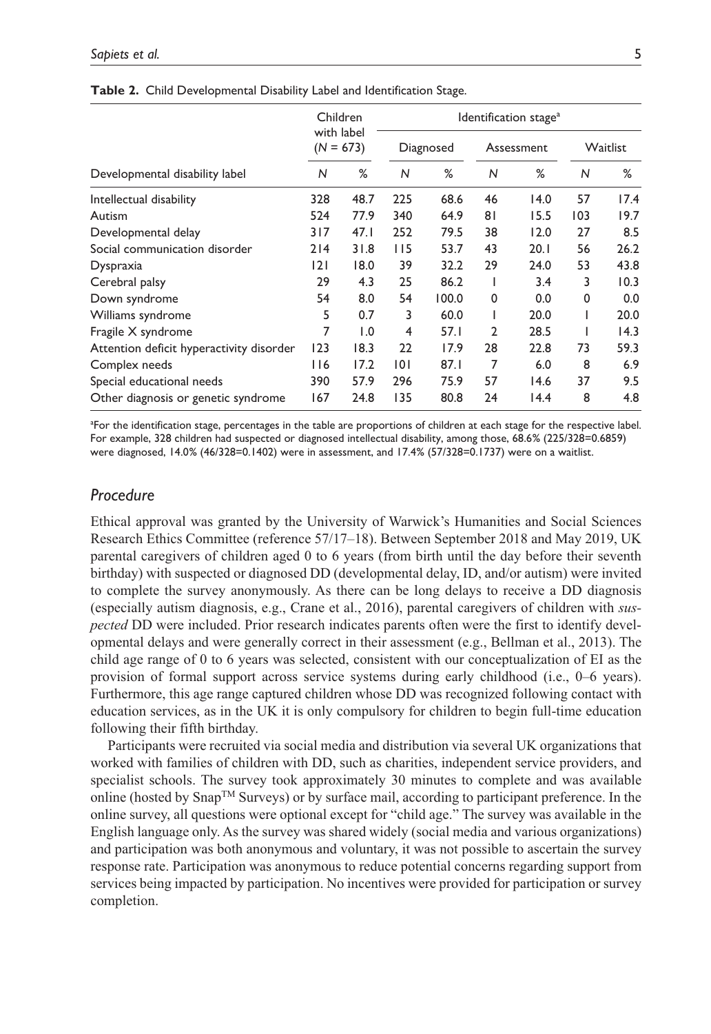**Table 2.** Child Developmental Disability Label and Identification Stage.

| | Children with label ($N$ = 673) | | Identification stage[a] | | | | | |
|---|---|---|---|---|---|---|---|---|
| | | | Diagnosed | | Assessment | | Waitlist | |
| Developmental disability label | $N$ | % | $N$ | % | $N$ | % | $N$ | % |
| Intellectual disability | 328 | 48.7 | 225 | 68.6 | 46 | 14.0 | 57 | 17.4 |
| Autism | 524 | 77.9 | 340 | 64.9 | 81 | 15.5 | 103 | 19.7 |
| Developmental delay | 317 | 47.1 | 252 | 79.5 | 38 | 12.0 | 27 | 8.5 |
| Social communication disorder | 214 | 31.8 | 115 | 53.7 | 43 | 20.1 | 56 | 26.2 |
| Dyspraxia | 121 | 18.0 | 39 | 32.2 | 29 | 24.0 | 53 | 43.8 |
| Cerebral palsy | 29 | 4.3 | 25 | 86.2 | 1 | 3.4 | 3 | 10.3 |
| Down syndrome | 54 | 8.0 | 54 | 100.0 | 0 | 0.0 | 0 | 0.0 |
| Williams syndrome | 5 | 0.7 | 3 | 60.0 | 1 | 20.0 | 1 | 20.0 |
| Fragile X syndrome | 7 | 1.0 | 4 | 57.1 | 2 | 28.5 | 1 | 14.3 |
| Attention deficit hyperactivity disorder | 123 | 18.3 | 22 | 17.9 | 28 | 22.8 | 73 | 59.3 |
| Complex needs | 116 | 17.2 | 101 | 87.1 | 7 | 6.0 | 8 | 6.9 |
| Special educational needs | 390 | 57.9 | 296 | 75.9 | 57 | 14.6 | 37 | 9.5 |
| Other diagnosis or genetic syndrome | 167 | 24.8 | 135 | 80.8 | 24 | 14.4 | 8 | 4.8 |

[a]For the identification stage, percentages in the table are proportions of children at each stage for the respective label. For example, 328 children had suspected or diagnosed intellectual disability, among those, 68.6% (225/328=0.6859) were diagnosed, 14.0% (46/328=0.1402) were in assessment, and 17.4% (57/328=0.1737) were on a waitlist.

## *Procedure*

Ethical approval was granted by the University of Warwick's Humanities and Social Sciences Research Ethics Committee (reference 57/17–18). Between September 2018 and May 2019, UK parental caregivers of children aged 0 to 6 years (from birth until the day before their seventh birthday) with suspected or diagnosed DD (developmental delay, ID, and/or autism) were invited to complete the survey anonymously. As there can be long delays to receive a DD diagnosis (especially autism diagnosis, e.g., Crane et al., 2016), parental caregivers of children with *suspected* DD were included. Prior research indicates parents often were the first to identify developmental delays and were generally correct in their assessment (e.g., Bellman et al., 2013). The child age range of 0 to 6 years was selected, consistent with our conceptualization of EI as the provision of formal support across service systems during early childhood (i.e., 0–6 years). Furthermore, this age range captured children whose DD was recognized following contact with education services, as in the UK it is only compulsory for children to begin full-time education following their fifth birthday.

Participants were recruited via social media and distribution via several UK organizations that worked with families of children with DD, such as charities, independent service providers, and specialist schools. The survey took approximately 30 minutes to complete and was available online (hosted by Snap™ Surveys) or by surface mail, according to participant preference. In the online survey, all questions were optional except for "child age." The survey was available in the English language only. As the survey was shared widely (social media and various organizations) and participation was both anonymous and voluntary, it was not possible to ascertain the survey response rate. Participation was anonymous to reduce potential concerns regarding support from services being impacted by participation. No incentives were provided for participation or survey completion.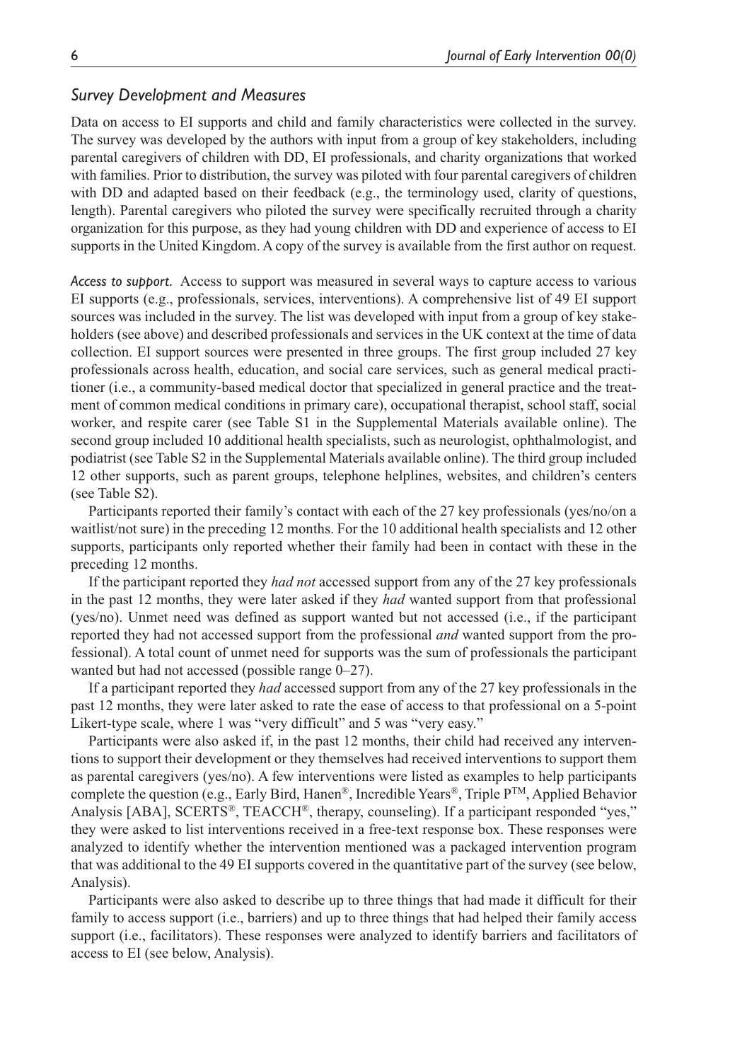## *Survey Development and Measures*

Data on access to EI supports and child and family characteristics were collected in the survey. The survey was developed by the authors with input from a group of key stakeholders, including parental caregivers of children with DD, EI professionals, and charity organizations that worked with families. Prior to distribution, the survey was piloted with four parental caregivers of children with DD and adapted based on their feedback (e.g., the terminology used, clarity of questions, length). Parental caregivers who piloted the survey were specifically recruited through a charity organization for this purpose, as they had young children with DD and experience of access to EI supports in the United Kingdom. A copy of the survey is available from the first author on request.

*Access to support.* Access to support was measured in several ways to capture access to various EI supports (e.g., professionals, services, interventions). A comprehensive list of 49 EI support sources was included in the survey. The list was developed with input from a group of key stakeholders (see above) and described professionals and services in the UK context at the time of data collection. EI support sources were presented in three groups. The first group included 27 key professionals across health, education, and social care services, such as general medical practitioner (i.e., a community-based medical doctor that specialized in general practice and the treatment of common medical conditions in primary care), occupational therapist, school staff, social worker, and respite carer (see Table S1 in the Supplemental Materials available online). The second group included 10 additional health specialists, such as neurologist, ophthalmologist, and podiatrist (see Table S2 in the Supplemental Materials available online). The third group included 12 other supports, such as parent groups, telephone helplines, websites, and children's centers (see Table S2).

Participants reported their family's contact with each of the 27 key professionals (yes/no/on a waitlist/not sure) in the preceding 12 months. For the 10 additional health specialists and 12 other supports, participants only reported whether their family had been in contact with these in the preceding 12 months.

If the participant reported they *had not* accessed support from any of the 27 key professionals in the past 12 months, they were later asked if they *had* wanted support from that professional (yes/no). Unmet need was defined as support wanted but not accessed (i.e., if the participant reported they had not accessed support from the professional *and* wanted support from the professional). A total count of unmet need for supports was the sum of professionals the participant wanted but had not accessed (possible range 0–27).

If a participant reported they *had* accessed support from any of the 27 key professionals in the past 12 months, they were later asked to rate the ease of access to that professional on a 5-point Likert-type scale, where 1 was "very difficult" and 5 was "very easy."

Participants were also asked if, in the past 12 months, their child had received any interventions to support their development or they themselves had received interventions to support them as parental caregivers (yes/no). A few interventions were listed as examples to help participants complete the question (e.g., Early Bird, Hanen®, Incredible Years®, Triple P™, Applied Behavior Analysis [ABA], SCERTS®, TEACCH®, therapy, counseling). If a participant responded "yes," they were asked to list interventions received in a free-text response box. These responses were analyzed to identify whether the intervention mentioned was a packaged intervention program that was additional to the 49 EI supports covered in the quantitative part of the survey (see below, Analysis).

Participants were also asked to describe up to three things that had made it difficult for their family to access support (i.e., barriers) and up to three things that had helped their family access support (i.e., facilitators). These responses were analyzed to identify barriers and facilitators of access to EI (see below, Analysis).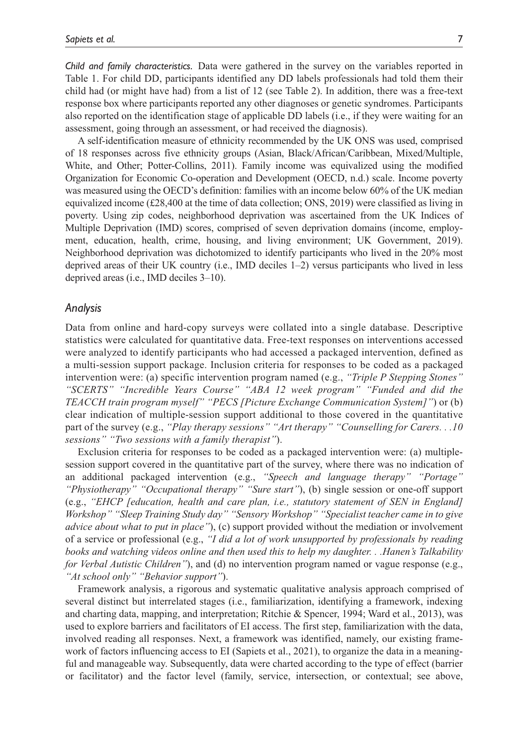*Child and family characteristics.* Data were gathered in the survey on the variables reported in Table 1. For child DD, participants identified any DD labels professionals had told them their child had (or might have had) from a list of 12 (see Table 2). In addition, there was a free-text response box where participants reported any other diagnoses or genetic syndromes. Participants also reported on the identification stage of applicable DD labels (i.e., if they were waiting for an assessment, going through an assessment, or had received the diagnosis).

A self-identification measure of ethnicity recommended by the UK ONS was used, comprised of 18 responses across five ethnicity groups (Asian, Black/African/Caribbean, Mixed/Multiple, White, and Other; Potter-Collins, 2011). Family income was equivalized using the modified Organization for Economic Co-operation and Development (OECD, n.d.) scale. Income poverty was measured using the OECD's definition: families with an income below 60% of the UK median equivalized income (£28,400 at the time of data collection; ONS, 2019) were classified as living in poverty. Using zip codes, neighborhood deprivation was ascertained from the UK Indices of Multiple Deprivation (IMD) scores, comprised of seven deprivation domains (income, employment, education, health, crime, housing, and living environment; UK Government, 2019). Neighborhood deprivation was dichotomized to identify participants who lived in the 20% most deprived areas of their UK country (i.e., IMD deciles 1–2) versus participants who lived in less deprived areas (i.e., IMD deciles 3–10).

## *Analysis*

Data from online and hard-copy surveys were collated into a single database. Descriptive statistics were calculated for quantitative data. Free-text responses on interventions accessed were analyzed to identify participants who had accessed a packaged intervention, defined as a multi-session support package. Inclusion criteria for responses to be coded as a packaged intervention were: (a) specific intervention program named (e.g., *"Triple P Stepping Stones" "SCERTS" "Incredible Years Course" "ABA 12 week program" "Funded and did the TEACCH train program myself" "PECS [Picture Exchange Communication System]"*) or (b) clear indication of multiple-session support additional to those covered in the quantitative part of the survey (e.g., *"Play therapy sessions" "Art therapy" "Counselling for Carers. . .10 sessions" "Two sessions with a family therapist"*).

Exclusion criteria for responses to be coded as a packaged intervention were: (a) multiple-session support covered in the quantitative part of the survey, where there was no indication of an additional packaged intervention (e.g., *"Speech and language therapy" "Portage" "Physiotherapy" "Occupational therapy" "Sure start"*), (b) single session or one-off support (e.g., *"EHCP [education, health and care plan, i.e., statutory statement of SEN in England] Workshop" "Sleep Training Study day" "Sensory Workshop" "Specialist teacher came in to give advice about what to put in place"*), (c) support provided without the mediation or involvement of a service or professional (e.g., *"I did a lot of work unsupported by professionals by reading books and watching videos online and then used this to help my daughter. . .Hanen's Talkability for Verbal Autistic Children"*), and (d) no intervention program named or vague response (e.g., *"At school only" "Behavior support"*).

Framework analysis, a rigorous and systematic qualitative analysis approach comprised of several distinct but interrelated stages (i.e., familiarization, identifying a framework, indexing and charting data, mapping, and interpretation; Ritchie & Spencer, 1994; Ward et al., 2013), was used to explore barriers and facilitators of EI access. The first step, familiarization with the data, involved reading all responses. Next, a framework was identified, namely, our existing framework of factors influencing access to EI (Sapiets et al., 2021), to organize the data in a meaningful and manageable way. Subsequently, data were charted according to the type of effect (barrier or facilitator) and the factor level (family, service, intersection, or contextual; see above,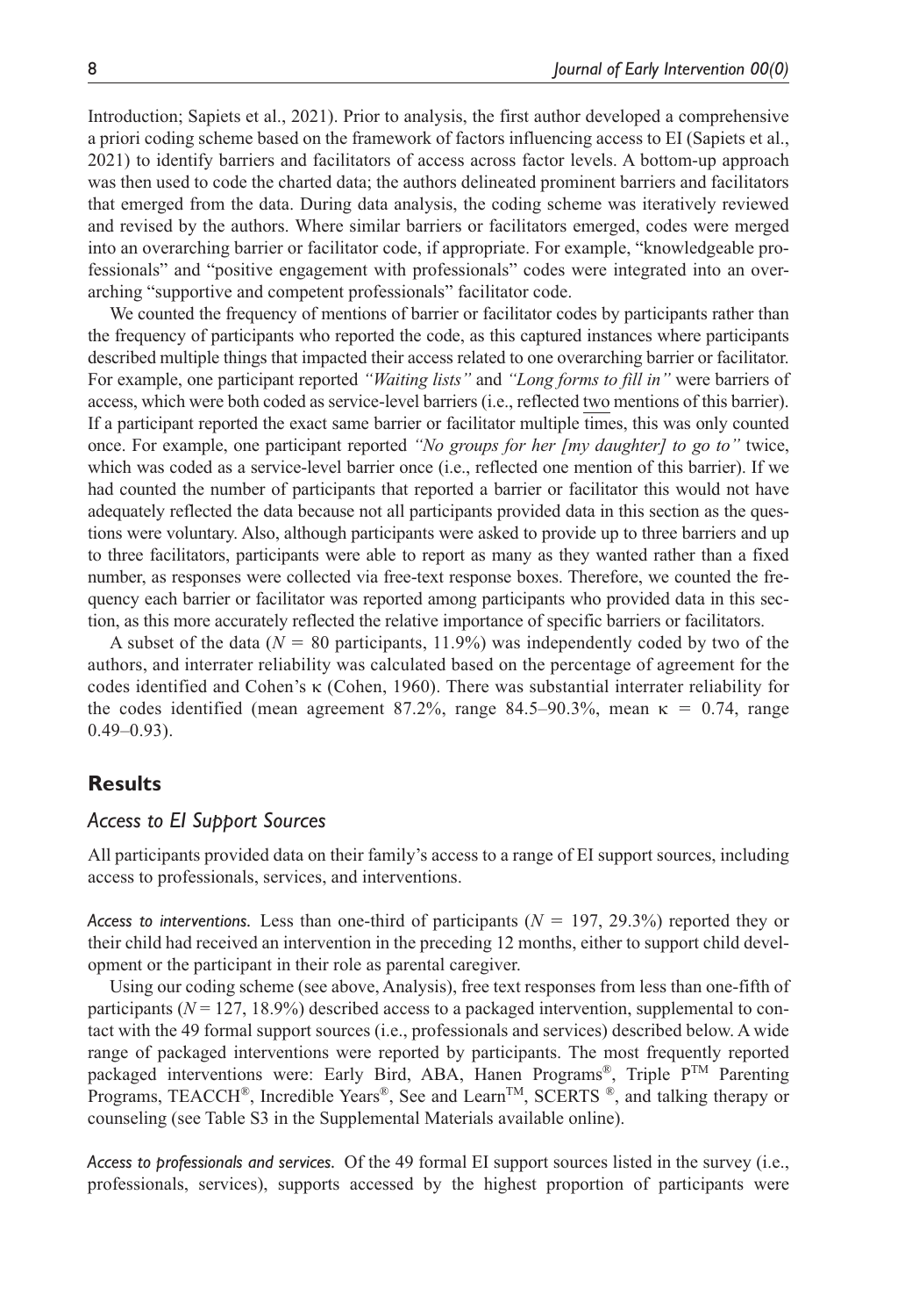Introduction; Sapiets et al., 2021). Prior to analysis, the first author developed a comprehensive a priori coding scheme based on the framework of factors influencing access to EI (Sapiets et al., 2021) to identify barriers and facilitators of access across factor levels. A bottom-up approach was then used to code the charted data; the authors delineated prominent barriers and facilitators that emerged from the data. During data analysis, the coding scheme was iteratively reviewed and revised by the authors. Where similar barriers or facilitators emerged, codes were merged into an overarching barrier or facilitator code, if appropriate. For example, "knowledgeable professionals" and "positive engagement with professionals" codes were integrated into an overarching "supportive and competent professionals" facilitator code.

We counted the frequency of mentions of barrier or facilitator codes by participants rather than the frequency of participants who reported the code, as this captured instances where participants described multiple things that impacted their access related to one overarching barrier or facilitator. For example, one participant reported *"Waiting lists"* and *"Long forms to fill in"* were barriers of access, which were both coded as service-level barriers (i.e., reflected two mentions of this barrier). If a participant reported the exact same barrier or facilitator multiple times, this was only counted once. For example, one participant reported *"No groups for her [my daughter] to go to"* twice, which was coded as a service-level barrier once (i.e., reflected one mention of this barrier). If we had counted the number of participants that reported a barrier or facilitator this would not have adequately reflected the data because not all participants provided data in this section as the questions were voluntary. Also, although participants were asked to provide up to three barriers and up to three facilitators, participants were able to report as many as they wanted rather than a fixed number, as responses were collected via free-text response boxes. Therefore, we counted the frequency each barrier or facilitator was reported among participants who provided data in this section, as this more accurately reflected the relative importance of specific barriers or facilitators.

A subset of the data ($N$ = 80 participants, 11.9%) was independently coded by two of the authors, and interrater reliability was calculated based on the percentage of agreement for the codes identified and Cohen's $\kappa$ (Cohen, 1960). There was substantial interrater reliability for the codes identified (mean agreement 87.2%, range 84.5–90.3%, mean $\kappa$ = 0.74, range 0.49–0.93).

## Results

### Access to EI Support Sources

All participants provided data on their family's access to a range of EI support sources, including access to professionals, services, and interventions.

*Access to interventions.* Less than one-third of participants ($N$ = 197, 29.3%) reported they or their child had received an intervention in the preceding 12 months, either to support child development or the participant in their role as parental caregiver.

Using our coding scheme (see above, Analysis), free text responses from less than one-fifth of participants ($N$ = 127, 18.9%) described access to a packaged intervention, supplemental to contact with the 49 formal support sources (i.e., professionals and services) described below. A wide range of packaged interventions were reported by participants. The most frequently reported packaged interventions were: Early Bird, ABA, Hanen Programs®, Triple P™ Parenting Programs, TEACCH®, Incredible Years®, See and Learn™, SCERTS ®, and talking therapy or counseling (see Table S3 in the Supplemental Materials available online).

*Access to professionals and services.* Of the 49 formal EI support sources listed in the survey (i.e., professionals, services), supports accessed by the highest proportion of participants were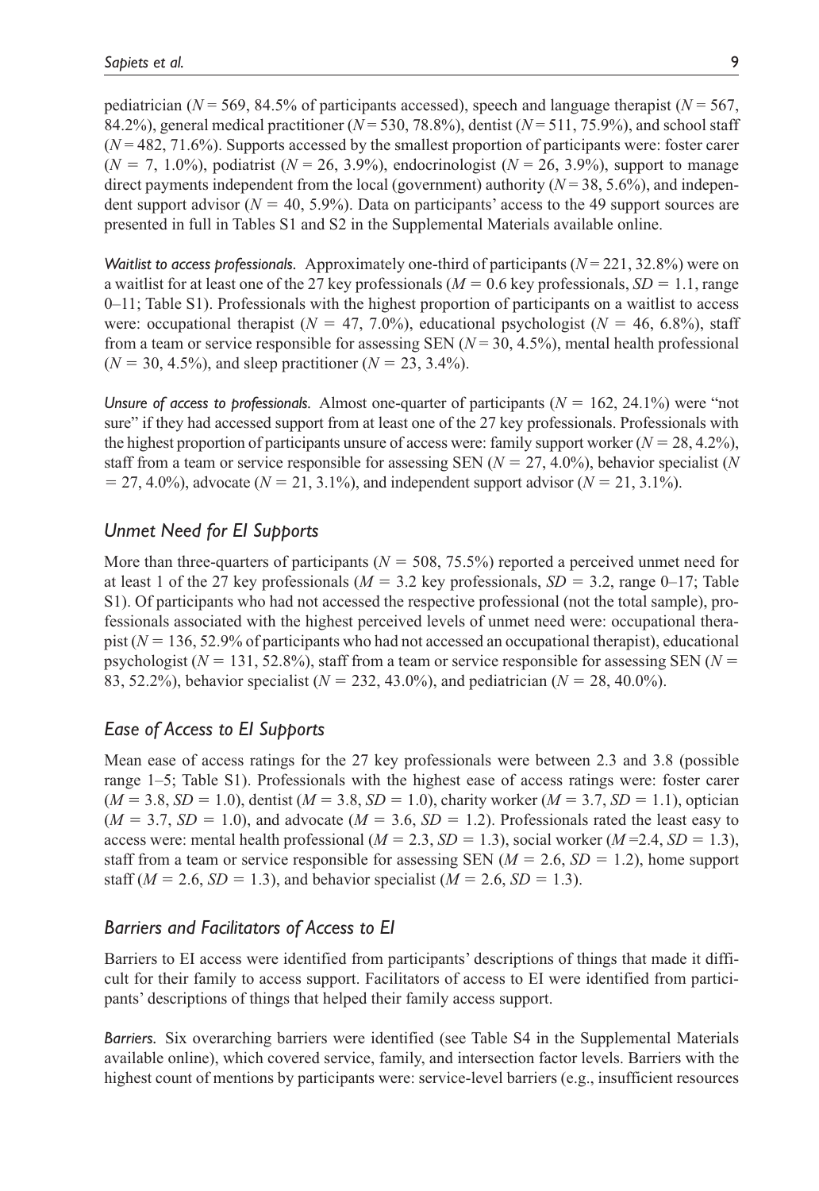pediatrician ($N = 569$, 84.5% of participants accessed), speech and language therapist ($N = 567$, 84.2%), general medical practitioner ($N = 530$, 78.8%), dentist ($N = 511$, 75.9%), and school staff ($N = 482$, 71.6%). Supports accessed by the smallest proportion of participants were: foster carer ($N = 7$, 1.0%), podiatrist ($N = 26$, 3.9%), endocrinologist ($N = 26$, 3.9%), support to manage direct payments independent from the local (government) authority ($N = 38$, 5.6%), and independent support advisor ($N = 40$, 5.9%). Data on participants' access to the 49 support sources are presented in full in Tables S1 and S2 in the Supplemental Materials available online.

*Waitlist to access professionals.* Approximately one-third of participants ($N = 221$, 32.8%) were on a waitlist for at least one of the 27 key professionals ($M = 0.6$ key professionals, $SD = 1.1$, range 0–11; Table S1). Professionals with the highest proportion of participants on a waitlist to access were: occupational therapist ($N = 47$, 7.0%), educational psychologist ($N = 46$, 6.8%), staff from a team or service responsible for assessing SEN ($N = 30$, 4.5%), mental health professional ($N = 30$, 4.5%), and sleep practitioner ($N = 23$, 3.4%).

*Unsure of access to professionals.* Almost one-quarter of participants ($N = 162$, 24.1%) were "not sure" if they had accessed support from at least one of the 27 key professionals. Professionals with the highest proportion of participants unsure of access were: family support worker ($N = 28$, 4.2%), staff from a team or service responsible for assessing SEN ($N = 27$, 4.0%), behavior specialist ($N = 27$, 4.0%), advocate ($N = 21$, 3.1%), and independent support advisor ($N = 21$, 3.1%).

## *Unmet Need for EI Supports*

More than three-quarters of participants ($N = 508$, 75.5%) reported a perceived unmet need for at least 1 of the 27 key professionals ($M = 3.2$ key professionals, $SD = 3.2$, range 0–17; Table S1). Of participants who had not accessed the respective professional (not the total sample), professionals associated with the highest perceived levels of unmet need were: occupational therapist ($N = 136$, 52.9% of participants who had not accessed an occupational therapist), educational psychologist ($N = 131$, 52.8%), staff from a team or service responsible for assessing SEN ($N = 83$, 52.2%), behavior specialist ($N = 232$, 43.0%), and pediatrician ($N = 28$, 40.0%).

## *Ease of Access to EI Supports*

Mean ease of access ratings for the 27 key professionals were between 2.3 and 3.8 (possible range 1–5; Table S1). Professionals with the highest ease of access ratings were: foster carer ($M = 3.8$, $SD = 1.0$), dentist ($M = 3.8$, $SD = 1.0$), charity worker ($M = 3.7$, $SD = 1.1$), optician ($M = 3.7$, $SD = 1.0$), and advocate ($M = 3.6$, $SD = 1.2$). Professionals rated the least easy to access were: mental health professional ($M = 2.3$, $SD = 1.3$), social worker ($M = 2.4$, $SD = 1.3$), staff from a team or service responsible for assessing SEN ($M = 2.6$, $SD = 1.2$), home support staff ($M = 2.6$, $SD = 1.3$), and behavior specialist ($M = 2.6$, $SD = 1.3$).

## *Barriers and Facilitators of Access to EI*

Barriers to EI access were identified from participants' descriptions of things that made it difficult for their family to access support. Facilitators of access to EI were identified from participants' descriptions of things that helped their family access support.

*Barriers.* Six overarching barriers were identified (see Table S4 in the Supplemental Materials available online), which covered service, family, and intersection factor levels. Barriers with the highest count of mentions by participants were: service-level barriers (e.g., insufficient resources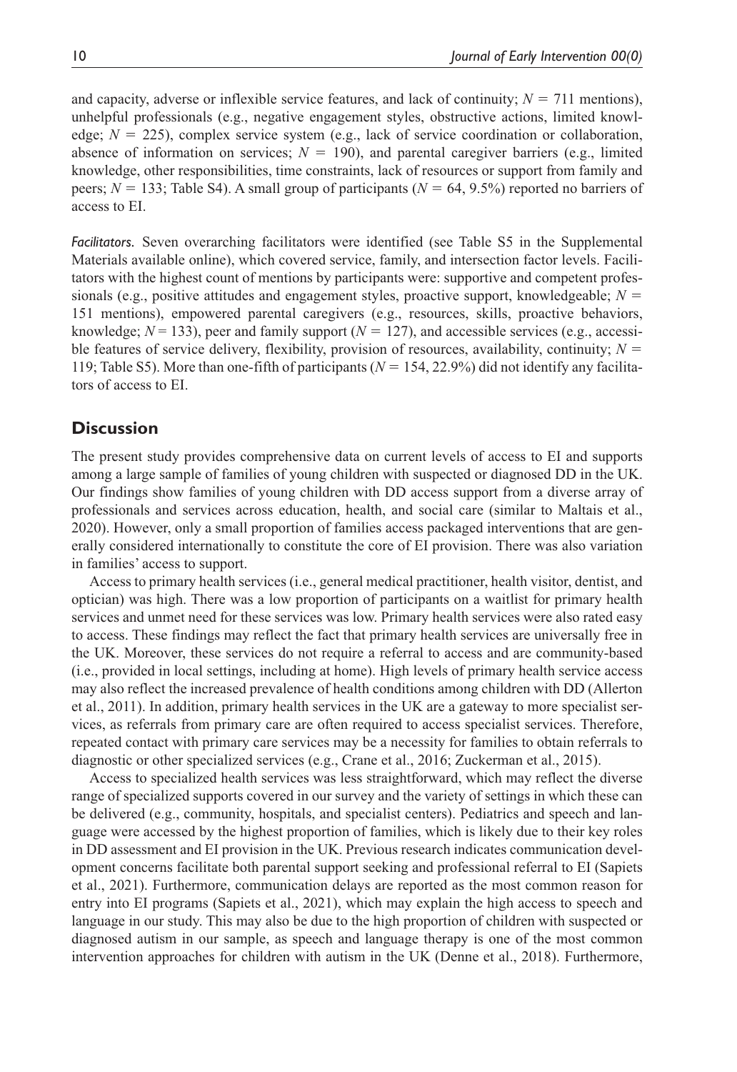and capacity, adverse or inflexible service features, and lack of continuity; $N = 711$ mentions), unhelpful professionals (e.g., negative engagement styles, obstructive actions, limited knowledge; $N = 225$), complex service system (e.g., lack of service coordination or collaboration, absence of information on services; $N = 190$), and parental caregiver barriers (e.g., limited knowledge, other responsibilities, time constraints, lack of resources or support from family and peers; $N = 133$; Table S4). A small group of participants ($N = 64$, 9.5%) reported no barriers of access to EI.

*Facilitators.* Seven overarching facilitators were identified (see Table S5 in the Supplemental Materials available online), which covered service, family, and intersection factor levels. Facilitators with the highest count of mentions by participants were: supportive and competent professionals (e.g., positive attitudes and engagement styles, proactive support, knowledgeable; $N = 151$ mentions), empowered parental caregivers (e.g., resources, skills, proactive behaviors, knowledge; $N = 133$), peer and family support ($N = 127$), and accessible services (e.g., accessible features of service delivery, flexibility, provision of resources, availability, continuity; $N = 119$; Table S5). More than one-fifth of participants ($N = 154$, 22.9%) did not identify any facilitators of access to EI.

## Discussion

The present study provides comprehensive data on current levels of access to EI and supports among a large sample of families of young children with suspected or diagnosed DD in the UK. Our findings show families of young children with DD access support from a diverse array of professionals and services across education, health, and social care (similar to Maltais et al., 2020). However, only a small proportion of families access packaged interventions that are generally considered internationally to constitute the core of EI provision. There was also variation in families' access to support.

Access to primary health services (i.e., general medical practitioner, health visitor, dentist, and optician) was high. There was a low proportion of participants on a waitlist for primary health services and unmet need for these services was low. Primary health services were also rated easy to access. These findings may reflect the fact that primary health services are universally free in the UK. Moreover, these services do not require a referral to access and are community-based (i.e., provided in local settings, including at home). High levels of primary health service access may also reflect the increased prevalence of health conditions among children with DD (Allerton et al., 2011). In addition, primary health services in the UK are a gateway to more specialist services, as referrals from primary care are often required to access specialist services. Therefore, repeated contact with primary care services may be a necessity for families to obtain referrals to diagnostic or other specialized services (e.g., Crane et al., 2016; Zuckerman et al., 2015).

Access to specialized health services was less straightforward, which may reflect the diverse range of specialized supports covered in our survey and the variety of settings in which these can be delivered (e.g., community, hospitals, and specialist centers). Pediatrics and speech and language were accessed by the highest proportion of families, which is likely due to their key roles in DD assessment and EI provision in the UK. Previous research indicates communication development concerns facilitate both parental support seeking and professional referral to EI (Sapiets et al., 2021). Furthermore, communication delays are reported as the most common reason for entry into EI programs (Sapiets et al., 2021), which may explain the high access to speech and language in our study. This may also be due to the high proportion of children with suspected or diagnosed autism in our sample, as speech and language therapy is one of the most common intervention approaches for children with autism in the UK (Denne et al., 2018). Furthermore,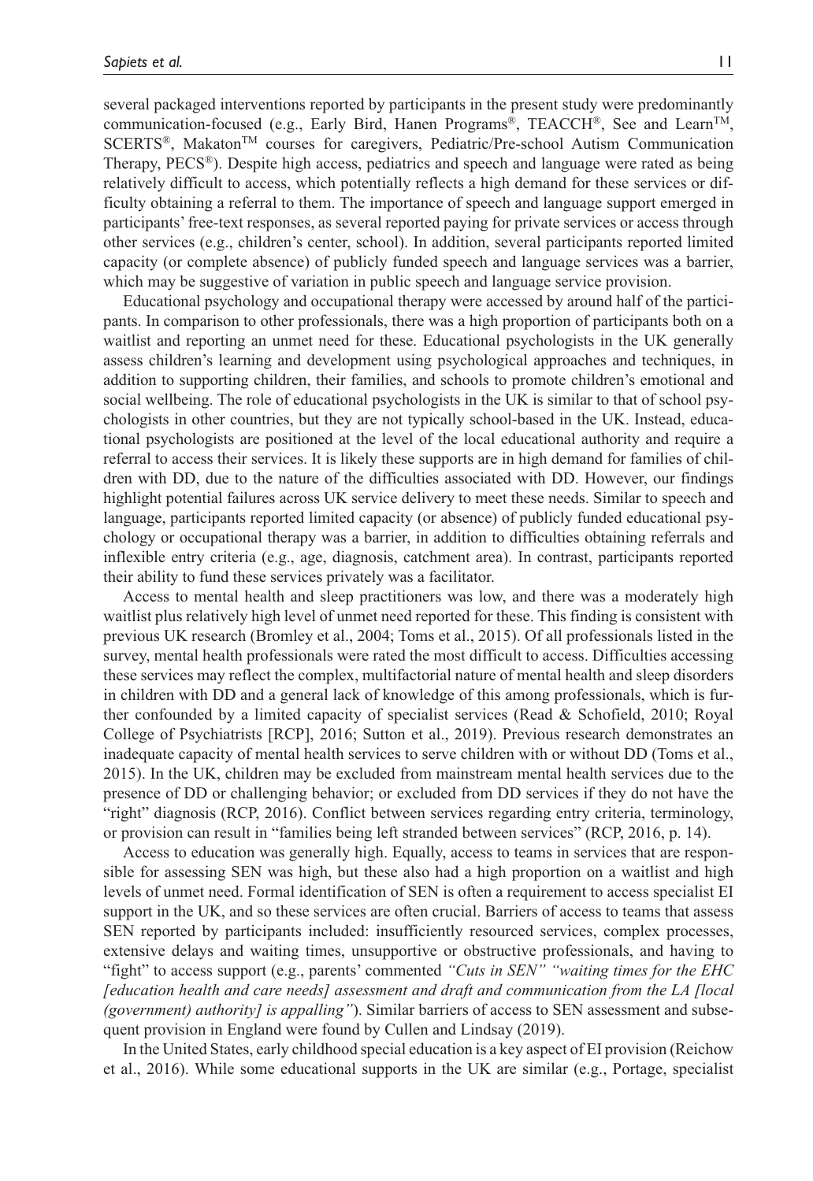several packaged interventions reported by participants in the present study were predominantly communication-focused (e.g., Early Bird, Hanen Programs®, TEACCH®, See and Learn™, SCERTS®, Makaton™ courses for caregivers, Pediatric/Pre-school Autism Communication Therapy, PECS®). Despite high access, pediatrics and speech and language were rated as being relatively difficult to access, which potentially reflects a high demand for these services or difficulty obtaining a referral to them. The importance of speech and language support emerged in participants' free-text responses, as several reported paying for private services or access through other services (e.g., children's center, school). In addition, several participants reported limited capacity (or complete absence) of publicly funded speech and language services was a barrier, which may be suggestive of variation in public speech and language service provision.

Educational psychology and occupational therapy were accessed by around half of the participants. In comparison to other professionals, there was a high proportion of participants both on a waitlist and reporting an unmet need for these. Educational psychologists in the UK generally assess children's learning and development using psychological approaches and techniques, in addition to supporting children, their families, and schools to promote children's emotional and social wellbeing. The role of educational psychologists in the UK is similar to that of school psychologists in other countries, but they are not typically school-based in the UK. Instead, educational psychologists are positioned at the level of the local educational authority and require a referral to access their services. It is likely these supports are in high demand for families of children with DD, due to the nature of the difficulties associated with DD. However, our findings highlight potential failures across UK service delivery to meet these needs. Similar to speech and language, participants reported limited capacity (or absence) of publicly funded educational psychology or occupational therapy was a barrier, in addition to difficulties obtaining referrals and inflexible entry criteria (e.g., age, diagnosis, catchment area). In contrast, participants reported their ability to fund these services privately was a facilitator.

Access to mental health and sleep practitioners was low, and there was a moderately high waitlist plus relatively high level of unmet need reported for these. This finding is consistent with previous UK research (Bromley et al., 2004; Toms et al., 2015). Of all professionals listed in the survey, mental health professionals were rated the most difficult to access. Difficulties accessing these services may reflect the complex, multifactorial nature of mental health and sleep disorders in children with DD and a general lack of knowledge of this among professionals, which is further confounded by a limited capacity of specialist services (Read & Schofield, 2010; Royal College of Psychiatrists [RCP], 2016; Sutton et al., 2019). Previous research demonstrates an inadequate capacity of mental health services to serve children with or without DD (Toms et al., 2015). In the UK, children may be excluded from mainstream mental health services due to the presence of DD or challenging behavior; or excluded from DD services if they do not have the "right" diagnosis (RCP, 2016). Conflict between services regarding entry criteria, terminology, or provision can result in "families being left stranded between services" (RCP, 2016, p. 14).

Access to education was generally high. Equally, access to teams in services that are responsible for assessing SEN was high, but these also had a high proportion on a waitlist and high levels of unmet need. Formal identification of SEN is often a requirement to access specialist EI support in the UK, and so these services are often crucial. Barriers of access to teams that assess SEN reported by participants included: insufficiently resourced services, complex processes, extensive delays and waiting times, unsupportive or obstructive professionals, and having to "fight" to access support (e.g., parents' commented *"Cuts in SEN" "waiting times for the EHC [education health and care needs] assessment and draft and communication from the LA [local (government) authority] is appalling"*). Similar barriers of access to SEN assessment and subsequent provision in England were found by Cullen and Lindsay (2019).

In the United States, early childhood special education is a key aspect of EI provision (Reichow et al., 2016). While some educational supports in the UK are similar (e.g., Portage, specialist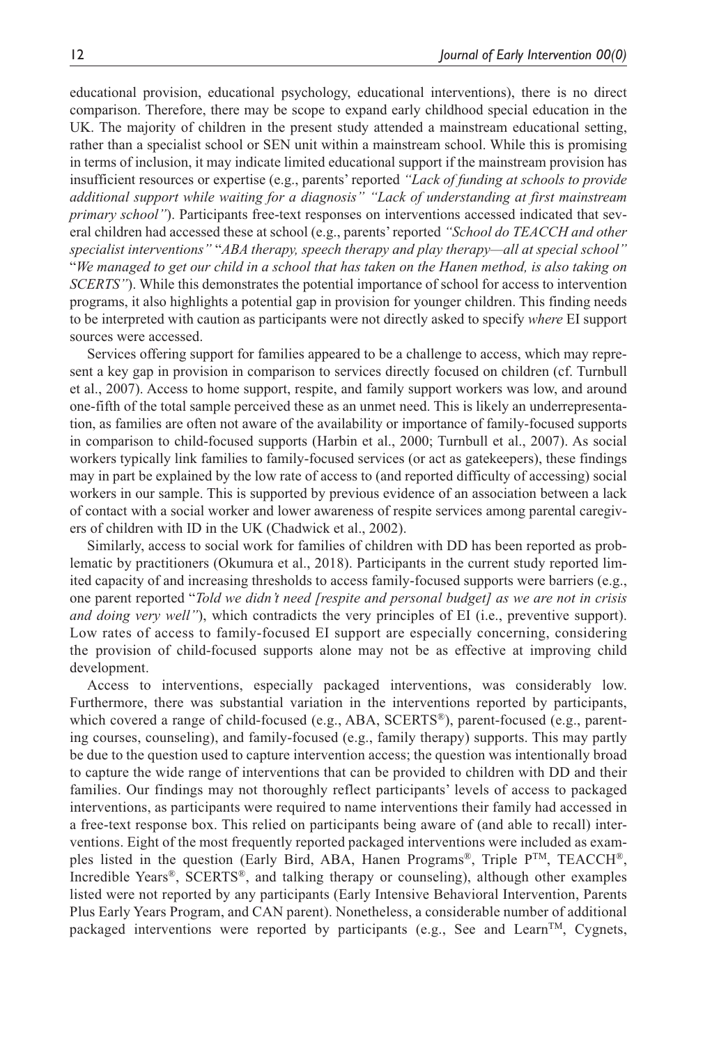educational provision, educational psychology, educational interventions), there is no direct comparison. Therefore, there may be scope to expand early childhood special education in the UK. The majority of children in the present study attended a mainstream educational setting, rather than a specialist school or SEN unit within a mainstream school. While this is promising in terms of inclusion, it may indicate limited educational support if the mainstream provision has insufficient resources or expertise (e.g., parents' reported *"Lack of funding at schools to provide additional support while waiting for a diagnosis" "Lack of understanding at first mainstream primary school"*). Participants free-text responses on interventions accessed indicated that several children had accessed these at school (e.g., parents' reported *"School do TEACCH and other specialist interventions"* "*ABA therapy, speech therapy and play therapy—all at special school"* "*We managed to get our child in a school that has taken on the Hanen method, is also taking on SCERTS"*). While this demonstrates the potential importance of school for access to intervention programs, it also highlights a potential gap in provision for younger children. This finding needs to be interpreted with caution as participants were not directly asked to specify *where* EI support sources were accessed.

Services offering support for families appeared to be a challenge to access, which may represent a key gap in provision in comparison to services directly focused on children (cf. Turnbull et al., 2007). Access to home support, respite, and family support workers was low, and around one-fifth of the total sample perceived these as an unmet need. This is likely an underrepresentation, as families are often not aware of the availability or importance of family-focused supports in comparison to child-focused supports (Harbin et al., 2000; Turnbull et al., 2007). As social workers typically link families to family-focused services (or act as gatekeepers), these findings may in part be explained by the low rate of access to (and reported difficulty of accessing) social workers in our sample. This is supported by previous evidence of an association between a lack of contact with a social worker and lower awareness of respite services among parental caregivers of children with ID in the UK (Chadwick et al., 2002).

Similarly, access to social work for families of children with DD has been reported as problematic by practitioners (Okumura et al., 2018). Participants in the current study reported limited capacity of and increasing thresholds to access family-focused supports were barriers (e.g., one parent reported "*Told we didn't need [respite and personal budget] as we are not in crisis and doing very well"*), which contradicts the very principles of EI (i.e., preventive support). Low rates of access to family-focused EI support are especially concerning, considering the provision of child-focused supports alone may not be as effective at improving child development.

Access to interventions, especially packaged interventions, was considerably low. Furthermore, there was substantial variation in the interventions reported by participants, which covered a range of child-focused (e.g., ABA, SCERTS®), parent-focused (e.g., parenting courses, counseling), and family-focused (e.g., family therapy) supports. This may partly be due to the question used to capture intervention access; the question was intentionally broad to capture the wide range of interventions that can be provided to children with DD and their families. Our findings may not thoroughly reflect participants' levels of access to packaged interventions, as participants were required to name interventions their family had accessed in a free-text response box. This relied on participants being aware of (and able to recall) interventions. Eight of the most frequently reported packaged interventions were included as examples listed in the question (Early Bird, ABA, Hanen Programs®, Triple P™, TEACCH®, Incredible Years®, SCERTS®, and talking therapy or counseling), although other examples listed were not reported by any participants (Early Intensive Behavioral Intervention, Parents Plus Early Years Program, and CAN parent). Nonetheless, a considerable number of additional packaged interventions were reported by participants (e.g., See and Learn™, Cygnets,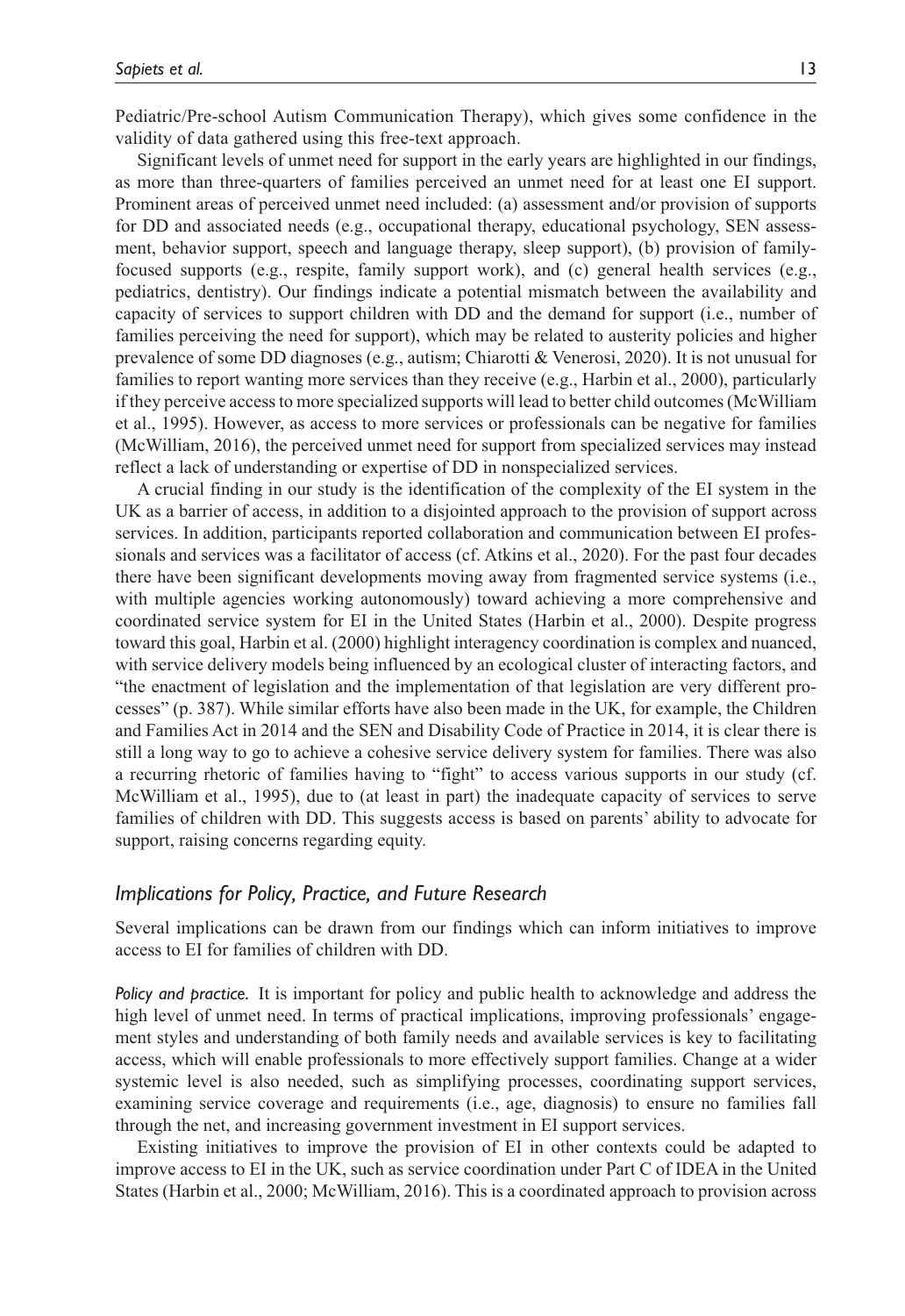Pediatric/Pre-school Autism Communication Therapy), which gives some confidence in the validity of data gathered using this free-text approach.

Significant levels of unmet need for support in the early years are highlighted in our findings, as more than three-quarters of families perceived an unmet need for at least one EI support. Prominent areas of perceived unmet need included: (a) assessment and/or provision of supports for DD and associated needs (e.g., occupational therapy, educational psychology, SEN assessment, behavior support, speech and language therapy, sleep support), (b) provision of family-focused supports (e.g., respite, family support work), and (c) general health services (e.g., pediatrics, dentistry). Our findings indicate a potential mismatch between the availability and capacity of services to support children with DD and the demand for support (i.e., number of families perceiving the need for support), which may be related to austerity policies and higher prevalence of some DD diagnoses (e.g., autism; Chiarotti & Venerosi, 2020). It is not unusual for families to report wanting more services than they receive (e.g., Harbin et al., 2000), particularly if they perceive access to more specialized supports will lead to better child outcomes (McWilliam et al., 1995). However, as access to more services or professionals can be negative for families (McWilliam, 2016), the perceived unmet need for support from specialized services may instead reflect a lack of understanding or expertise of DD in nonspecialized services.

A crucial finding in our study is the identification of the complexity of the EI system in the UK as a barrier of access, in addition to a disjointed approach to the provision of support across services. In addition, participants reported collaboration and communication between EI professionals and services was a facilitator of access (cf. Atkins et al., 2020). For the past four decades there have been significant developments moving away from fragmented service systems (i.e., with multiple agencies working autonomously) toward achieving a more comprehensive and coordinated service system for EI in the United States (Harbin et al., 2000). Despite progress toward this goal, Harbin et al. (2000) highlight interagency coordination is complex and nuanced, with service delivery models being influenced by an ecological cluster of interacting factors, and "the enactment of legislation and the implementation of that legislation are very different processes" (p. 387). While similar efforts have also been made in the UK, for example, the Children and Families Act in 2014 and the SEN and Disability Code of Practice in 2014, it is clear there is still a long way to go to achieve a cohesive service delivery system for families. There was also a recurring rhetoric of families having to "fight" to access various supports in our study (cf. McWilliam et al., 1995), due to (at least in part) the inadequate capacity of services to serve families of children with DD. This suggests access is based on parents' ability to advocate for support, raising concerns regarding equity.

## *Implications for Policy, Practice, and Future Research*

Several implications can be drawn from our findings which can inform initiatives to improve access to EI for families of children with DD.

*Policy and practice.* It is important for policy and public health to acknowledge and address the high level of unmet need. In terms of practical implications, improving professionals' engagement styles and understanding of both family needs and available services is key to facilitating access, which will enable professionals to more effectively support families. Change at a wider systemic level is also needed, such as simplifying processes, coordinating support services, examining service coverage and requirements (i.e., age, diagnosis) to ensure no families fall through the net, and increasing government investment in EI support services.

Existing initiatives to improve the provision of EI in other contexts could be adapted to improve access to EI in the UK, such as service coordination under Part C of IDEA in the United States (Harbin et al., 2000; McWilliam, 2016). This is a coordinated approach to provision across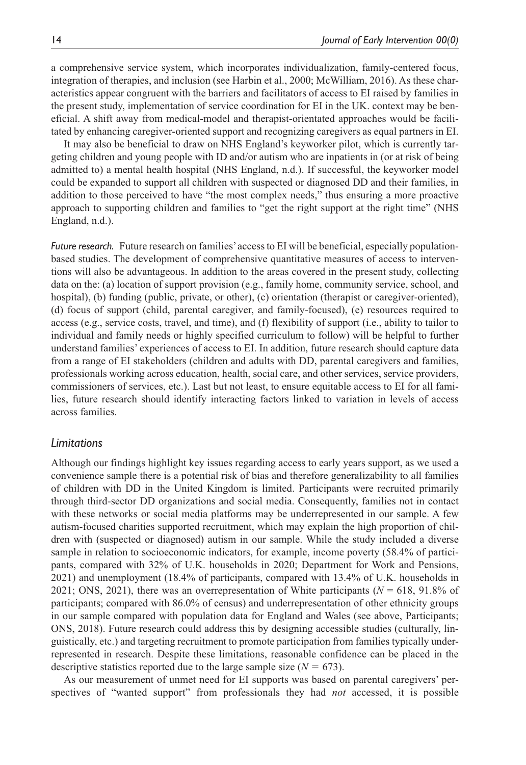a comprehensive service system, which incorporates individualization, family-centered focus, integration of therapies, and inclusion (see Harbin et al., 2000; McWilliam, 2016). As these characteristics appear congruent with the barriers and facilitators of access to EI raised by families in the present study, implementation of service coordination for EI in the UK. context may be beneficial. A shift away from medical-model and therapist-orientated approaches would be facilitated by enhancing caregiver-oriented support and recognizing caregivers as equal partners in EI.

It may also be beneficial to draw on NHS England's keyworker pilot, which is currently targeting children and young people with ID and/or autism who are inpatients in (or at risk of being admitted to) a mental health hospital (NHS England, n.d.). If successful, the keyworker model could be expanded to support all children with suspected or diagnosed DD and their families, in addition to those perceived to have "the most complex needs," thus ensuring a more proactive approach to supporting children and families to "get the right support at the right time" (NHS England, n.d.).

*Future research.* Future research on families' access to EI will be beneficial, especially population-based studies. The development of comprehensive quantitative measures of access to interventions will also be advantageous. In addition to the areas covered in the present study, collecting data on the: (a) location of support provision (e.g., family home, community service, school, and hospital), (b) funding (public, private, or other), (c) orientation (therapist or caregiver-oriented), (d) focus of support (child, parental caregiver, and family-focused), (e) resources required to access (e.g., service costs, travel, and time), and (f) flexibility of support (i.e., ability to tailor to individual and family needs or highly specified curriculum to follow) will be helpful to further understand families' experiences of access to EI. In addition, future research should capture data from a range of EI stakeholders (children and adults with DD, parental caregivers and families, professionals working across education, health, social care, and other services, service providers, commissioners of services, etc.). Last but not least, to ensure equitable access to EI for all families, future research should identify interacting factors linked to variation in levels of access across families.

### *Limitations*

Although our findings highlight key issues regarding access to early years support, as we used a convenience sample there is a potential risk of bias and therefore generalizability to all families of children with DD in the United Kingdom is limited. Participants were recruited primarily through third-sector DD organizations and social media. Consequently, families not in contact with these networks or social media platforms may be underrepresented in our sample. A few autism-focused charities supported recruitment, which may explain the high proportion of children with (suspected or diagnosed) autism in our sample. While the study included a diverse sample in relation to socioeconomic indicators, for example, income poverty (58.4% of participants, compared with 32% of U.K. households in 2020; Department for Work and Pensions, 2021) and unemployment (18.4% of participants, compared with 13.4% of U.K. households in 2021; ONS, 2021), there was an overrepresentation of White participants ($N$ = 618, 91.8% of participants; compared with 86.0% of census) and underrepresentation of other ethnicity groups in our sample compared with population data for England and Wales (see above, Participants; ONS, 2018). Future research could address this by designing accessible studies (culturally, linguistically, etc.) and targeting recruitment to promote participation from families typically underrepresented in research. Despite these limitations, reasonable confidence can be placed in the descriptive statistics reported due to the large sample size ($N$ = 673).

As our measurement of unmet need for EI supports was based on parental caregivers' perspectives of "wanted support" from professionals they had *not* accessed, it is possible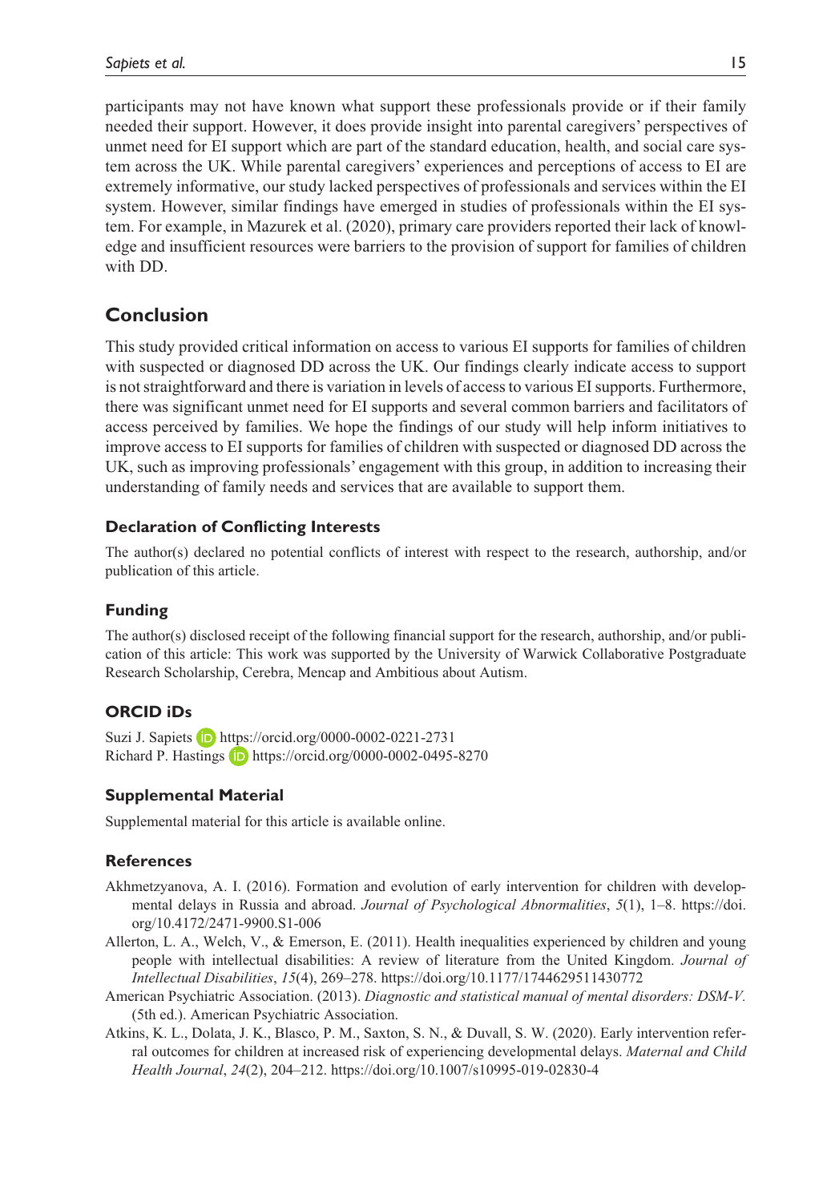participants may not have known what support these professionals provide or if their family needed their support. However, it does provide insight into parental caregivers' perspectives of unmet need for EI support which are part of the standard education, health, and social care system across the UK. While parental caregivers' experiences and perceptions of access to EI are extremely informative, our study lacked perspectives of professionals and services within the EI system. However, similar findings have emerged in studies of professionals within the EI system. For example, in Mazurek et al. (2020), primary care providers reported their lack of knowledge and insufficient resources were barriers to the provision of support for families of children with DD.

## Conclusion

This study provided critical information on access to various EI supports for families of children with suspected or diagnosed DD across the UK. Our findings clearly indicate access to support is not straightforward and there is variation in levels of access to various EI supports. Furthermore, there was significant unmet need for EI supports and several common barriers and facilitators of access perceived by families. We hope the findings of our study will help inform initiatives to improve access to EI supports for families of children with suspected or diagnosed DD across the UK, such as improving professionals' engagement with this group, in addition to increasing their understanding of family needs and services that are available to support them.

### Declaration of Conflicting Interests

The author(s) declared no potential conflicts of interest with respect to the research, authorship, and/or publication of this article.

### Funding

The author(s) disclosed receipt of the following financial support for the research, authorship, and/or publication of this article: This work was supported by the University of Warwick Collaborative Postgraduate Research Scholarship, Cerebra, Mencap and Ambitious about Autism.

### ORCID iDs

Suzi J. Sapiets https://orcid.org/0000-0002-0221-2731
Richard P. Hastings https://orcid.org/0000-0002-0495-8270

### Supplemental Material

Supplemental material for this article is available online.

### References

Akhmetzyanova, A. I. (2016). Formation and evolution of early intervention for children with developmental delays in Russia and abroad. *Journal of Psychological Abnormalities*, *5*(1), 1–8. https://doi.org/10.4172/2471-9900.S1-006

Allerton, L. A., Welch, V., & Emerson, E. (2011). Health inequalities experienced by children and young people with intellectual disabilities: A review of literature from the United Kingdom. *Journal of Intellectual Disabilities*, *15*(4), 269–278. https://doi.org/10.1177/1744629511430772

American Psychiatric Association. (2013). *Diagnostic and statistical manual of mental disorders: DSM-V.* (5th ed.). American Psychiatric Association.

Atkins, K. L., Dolata, J. K., Blasco, P. M., Saxton, S. N., & Duvall, S. W. (2020). Early intervention referral outcomes for children at increased risk of experiencing developmental delays. *Maternal and Child Health Journal*, *24*(2), 204–212. https://doi.org/10.1007/s10995-019-02830-4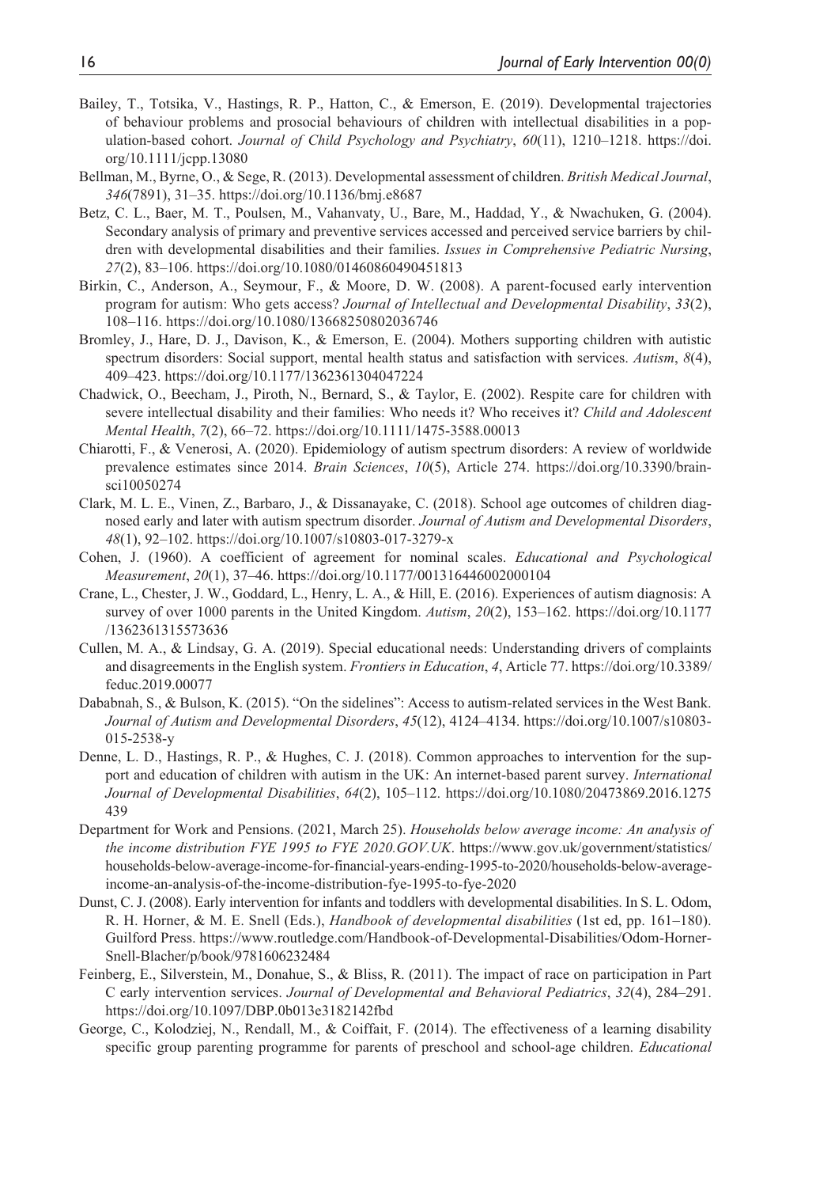Bailey, T., Totsika, V., Hastings, R. P., Hatton, C., & Emerson, E. (2019). Developmental trajectories of behaviour problems and prosocial behaviours of children with intellectual disabilities in a population-based cohort. *Journal of Child Psychology and Psychiatry*, *60*(11), 1210–1218. https://doi.org/10.1111/jcpp.13080

Bellman, M., Byrne, O., & Sege, R. (2013). Developmental assessment of children. *British Medical Journal*, *346*(7891), 31–35. https://doi.org/10.1136/bmj.e8687

Betz, C. L., Baer, M. T., Poulsen, M., Vahanvaty, U., Bare, M., Haddad, Y., & Nwachuken, G. (2004). Secondary analysis of primary and preventive services accessed and perceived service barriers by children with developmental disabilities and their families. *Issues in Comprehensive Pediatric Nursing*, *27*(2), 83–106. https://doi.org/10.1080/01460860490451813

Birkin, C., Anderson, A., Seymour, F., & Moore, D. W. (2008). A parent-focused early intervention program for autism: Who gets access? *Journal of Intellectual and Developmental Disability*, *33*(2), 108–116. https://doi.org/10.1080/13668250802036746

Bromley, J., Hare, D. J., Davison, K., & Emerson, E. (2004). Mothers supporting children with autistic spectrum disorders: Social support, mental health status and satisfaction with services. *Autism*, *8*(4), 409–423. https://doi.org/10.1177/1362361304047224

Chadwick, O., Beecham, J., Piroth, N., Bernard, S., & Taylor, E. (2002). Respite care for children with severe intellectual disability and their families: Who needs it? Who receives it? *Child and Adolescent Mental Health*, *7*(2), 66–72. https://doi.org/10.1111/1475-3588.00013

Chiarotti, F., & Venerosi, A. (2020). Epidemiology of autism spectrum disorders: A review of worldwide prevalence estimates since 2014. *Brain Sciences*, *10*(5), Article 274. https://doi.org/10.3390/brainsci10050274

Clark, M. L. E., Vinen, Z., Barbaro, J., & Dissanayake, C. (2018). School age outcomes of children diagnosed early and later with autism spectrum disorder. *Journal of Autism and Developmental Disorders*, *48*(1), 92–102. https://doi.org/10.1007/s10803-017-3279-x

Cohen, J. (1960). A coefficient of agreement for nominal scales. *Educational and Psychological Measurement*, *20*(1), 37–46. https://doi.org/10.1177/001316446002000104

Crane, L., Chester, J. W., Goddard, L., Henry, L. A., & Hill, E. (2016). Experiences of autism diagnosis: A survey of over 1000 parents in the United Kingdom. *Autism*, *20*(2), 153–162. https://doi.org/10.1177/1362361315573636

Cullen, M. A., & Lindsay, G. A. (2019). Special educational needs: Understanding drivers of complaints and disagreements in the English system. *Frontiers in Education*, *4*, Article 77. https://doi.org/10.3389/feduc.2019.00077

Dababnah, S., & Bulson, K. (2015). "On the sidelines": Access to autism-related services in the West Bank. *Journal of Autism and Developmental Disorders*, *45*(12), 4124–4134. https://doi.org/10.1007/s10803-015-2538-y

Denne, L. D., Hastings, R. P., & Hughes, C. J. (2018). Common approaches to intervention for the support and education of children with autism in the UK: An internet-based parent survey. *International Journal of Developmental Disabilities*, *64*(2), 105–112. https://doi.org/10.1080/20473869.2016.1275439

Department for Work and Pensions. (2021, March 25). *Households below average income: An analysis of the income distribution FYE 1995 to FYE 2020.GOV.UK*. https://www.gov.uk/government/statistics/households-below-average-income-for-financial-years-ending-1995-to-2020/households-below-average-income-an-analysis-of-the-income-distribution-fye-1995-to-fye-2020

Dunst, C. J. (2008). Early intervention for infants and toddlers with developmental disabilities. In S. L. Odom, R. H. Horner, & M. E. Snell (Eds.), *Handbook of developmental disabilities* (1st ed, pp. 161–180). Guilford Press. https://www.routledge.com/Handbook-of-Developmental-Disabilities/Odom-Horner-Snell-Blacher/p/book/9781606232484

Feinberg, E., Silverstein, M., Donahue, S., & Bliss, R. (2011). The impact of race on participation in Part C early intervention services. *Journal of Developmental and Behavioral Pediatrics*, *32*(4), 284–291. https://doi.org/10.1097/DBP.0b013e3182142fbd

George, C., Kolodziej, N., Rendall, M., & Coiffait, F. (2014). The effectiveness of a learning disability specific group parenting programme for parents of preschool and school-age children. *Educational*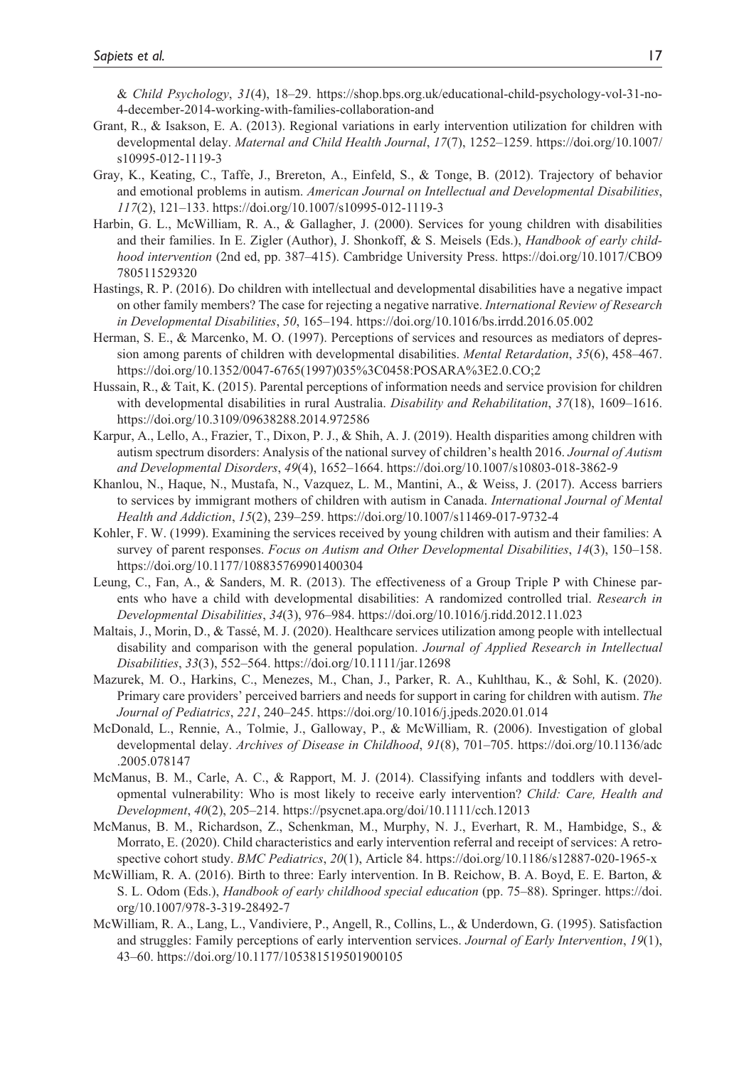& *Child Psychology*, *31*(4), 18–29. https://shop.bps.org.uk/educational-child-psychology-vol-31-no-4-december-2014-working-with-families-collaboration-and

Grant, R., & Isakson, E. A. (2013). Regional variations in early intervention utilization for children with developmental delay. *Maternal and Child Health Journal*, *17*(7), 1252–1259. https://doi.org/10.1007/s10995-012-1119-3

Gray, K., Keating, C., Taffe, J., Brereton, A., Einfeld, S., & Tonge, B. (2012). Trajectory of behavior and emotional problems in autism. *American Journal on Intellectual and Developmental Disabilities*, *117*(2), 121–133. https://doi.org/10.1007/s10995-012-1119-3

Harbin, G. L., McWilliam, R. A., & Gallagher, J. (2000). Services for young children with disabilities and their families. In E. Zigler (Author), J. Shonkoff, & S. Meisels (Eds.), *Handbook of early childhood intervention* (2nd ed, pp. 387–415). Cambridge University Press. https://doi.org/10.1017/CBO9780511529320

Hastings, R. P. (2016). Do children with intellectual and developmental disabilities have a negative impact on other family members? The case for rejecting a negative narrative. *International Review of Research in Developmental Disabilities*, *50*, 165–194. https://doi.org/10.1016/bs.irrdd.2016.05.002

Herman, S. E., & Marcenko, M. O. (1997). Perceptions of services and resources as mediators of depression among parents of children with developmental disabilities. *Mental Retardation*, *35*(6), 458–467. https://doi.org/10.1352/0047-6765(1997)035%3C0458:POSARA%3E2.0.CO;2

Hussain, R., & Tait, K. (2015). Parental perceptions of information needs and service provision for children with developmental disabilities in rural Australia. *Disability and Rehabilitation*, *37*(18), 1609–1616. https://doi.org/10.3109/09638288.2014.972586

Karpur, A., Lello, A., Frazier, T., Dixon, P. J., & Shih, A. J. (2019). Health disparities among children with autism spectrum disorders: Analysis of the national survey of children's health 2016. *Journal of Autism and Developmental Disorders*, *49*(4), 1652–1664. https://doi.org/10.1007/s10803-018-3862-9

Khanlou, N., Haque, N., Mustafa, N., Vazquez, L. M., Mantini, A., & Weiss, J. (2017). Access barriers to services by immigrant mothers of children with autism in Canada. *International Journal of Mental Health and Addiction*, *15*(2), 239–259. https://doi.org/10.1007/s11469-017-9732-4

Kohler, F. W. (1999). Examining the services received by young children with autism and their families: A survey of parent responses. *Focus on Autism and Other Developmental Disabilities*, *14*(3), 150–158. https://doi.org/10.1177/108835769901400304

Leung, C., Fan, A., & Sanders, M. R. (2013). The effectiveness of a Group Triple P with Chinese parents who have a child with developmental disabilities: A randomized controlled trial. *Research in Developmental Disabilities*, *34*(3), 976–984. https://doi.org/10.1016/j.ridd.2012.11.023

Maltais, J., Morin, D., & Tassé, M. J. (2020). Healthcare services utilization among people with intellectual disability and comparison with the general population. *Journal of Applied Research in Intellectual Disabilities*, *33*(3), 552–564. https://doi.org/10.1111/jar.12698

Mazurek, M. O., Harkins, C., Menezes, M., Chan, J., Parker, R. A., Kuhlthau, K., & Sohl, K. (2020). Primary care providers' perceived barriers and needs for support in caring for children with autism. *The Journal of Pediatrics*, *221*, 240–245. https://doi.org/10.1016/j.jpeds.2020.01.014

McDonald, L., Rennie, A., Tolmie, J., Galloway, P., & McWilliam, R. (2006). Investigation of global developmental delay. *Archives of Disease in Childhood*, *91*(8), 701–705. https://doi.org/10.1136/adc.2005.078147

McManus, B. M., Carle, A. C., & Rapport, M. J. (2014). Classifying infants and toddlers with developmental vulnerability: Who is most likely to receive early intervention? *Child: Care, Health and Development*, *40*(2), 205–214. https://psycnet.apa.org/doi/10.1111/cch.12013

McManus, B. M., Richardson, Z., Schenkman, M., Murphy, N. J., Everhart, R. M., Hambidge, S., & Morrato, E. (2020). Child characteristics and early intervention referral and receipt of services: A retrospective cohort study. *BMC Pediatrics*, *20*(1), Article 84. https://doi.org/10.1186/s12887-020-1965-x

McWilliam, R. A. (2016). Birth to three: Early intervention. In B. Reichow, B. A. Boyd, E. E. Barton, & S. L. Odom (Eds.), *Handbook of early childhood special education* (pp. 75–88). Springer. https://doi.org/10.1007/978-3-319-28492-7

McWilliam, R. A., Lang, L., Vandiviere, P., Angell, R., Collins, L., & Underdown, G. (1995). Satisfaction and struggles: Family perceptions of early intervention services. *Journal of Early Intervention*, *19*(1), 43–60. https://doi.org/10.1177/105381519501900105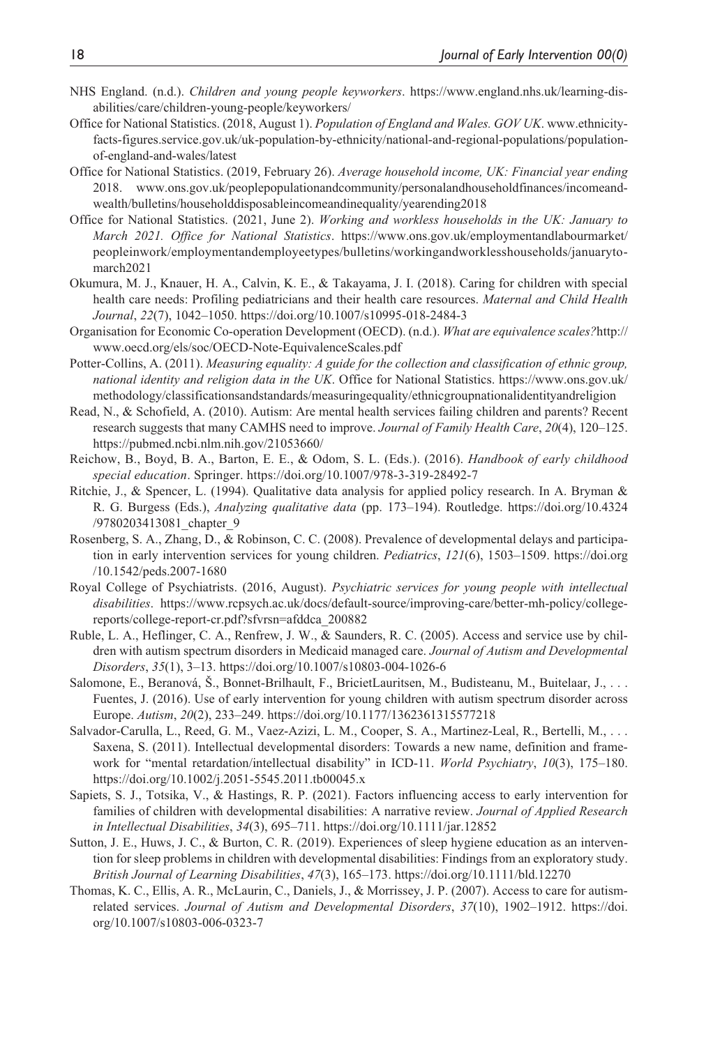NHS England. (n.d.). *Children and young people keyworkers*. https://www.england.nhs.uk/learning-disabilities/care/children-young-people/keyworkers/

Office for National Statistics. (2018, August 1). *Population of England and Wales. GOV UK*. www.ethnicity-facts-figures.service.gov.uk/uk-population-by-ethnicity/national-and-regional-populations/population-of-england-and-wales/latest

Office for National Statistics. (2019, February 26). *Average household income, UK: Financial year ending 2018*. www.ons.gov.uk/peoplepopulationandcommunity/personalandhouseholdfinances/incomeandwealth/bulletins/householddisposableincomeandinequality/yearending2018

Office for National Statistics. (2021, June 2). *Working and workless households in the UK: January to March 2021. Office for National Statistics*. https://www.ons.gov.uk/employmentandlabourmarket/peopleinwork/employmentandemployeetypes/bulletins/workingandworklesshouseholds/januarytomarch2021

Okumura, M. J., Knauer, H. A., Calvin, K. E., & Takayama, J. I. (2018). Caring for children with special health care needs: Profiling pediatricians and their health care resources. *Maternal and Child Health Journal*, *22*(7), 1042–1050. https://doi.org/10.1007/s10995-018-2484-3

Organisation for Economic Co-operation Development (OECD). (n.d.). *What are equivalence scales?*http://www.oecd.org/els/soc/OECD-Note-EquivalenceScales.pdf

Potter-Collins, A. (2011). *Measuring equality: A guide for the collection and classification of ethnic group, national identity and religion data in the UK*. Office for National Statistics. https://www.ons.gov.uk/methodology/classificationsandstandards/measuringequality/ethnicgroupnationalidentityandreligion

Read, N., & Schofield, A. (2010). Autism: Are mental health services failing children and parents? Recent research suggests that many CAMHS need to improve. *Journal of Family Health Care*, *20*(4), 120–125. https://pubmed.ncbi.nlm.nih.gov/21053660/

Reichow, B., Boyd, B. A., Barton, E. E., & Odom, S. L. (Eds.). (2016). *Handbook of early childhood special education*. Springer. https://doi.org/10.1007/978-3-319-28492-7

Ritchie, J., & Spencer, L. (1994). Qualitative data analysis for applied policy research. In A. Bryman & R. G. Burgess (Eds.), *Analyzing qualitative data* (pp. 173–194). Routledge. https://doi.org/10.4324/9780203413081_chapter_9

Rosenberg, S. A., Zhang, D., & Robinson, C. C. (2008). Prevalence of developmental delays and participation in early intervention services for young children. *Pediatrics*, *121*(6), 1503–1509. https://doi.org/10.1542/peds.2007-1680

Royal College of Psychiatrists. (2016, August). *Psychiatric services for young people with intellectual disabilities*. https://www.rcpsych.ac.uk/docs/default-source/improving-care/better-mh-policy/college-reports/college-report-cr.pdf?sfvrsn=afddca_200882

Ruble, L. A., Heflinger, C. A., Renfrew, J. W., & Saunders, R. C. (2005). Access and service use by children with autism spectrum disorders in Medicaid managed care. *Journal of Autism and Developmental Disorders*, *35*(1), 3–13. https://doi.org/10.1007/s10803-004-1026-6

Salomone, E., Beranová, Š., Bonnet-Brilhault, F., BricietLauritsen, M., Budisteanu, M., Buitelaar, J., . . . Fuentes, J. (2016). Use of early intervention for young children with autism spectrum disorder across Europe. *Autism*, *20*(2), 233–249. https://doi.org/10.1177/1362361315577218

Salvador-Carulla, L., Reed, G. M., Vaez-Azizi, L. M., Cooper, S. A., Martinez-Leal, R., Bertelli, M., . . . Saxena, S. (2011). Intellectual developmental disorders: Towards a new name, definition and framework for "mental retardation/intellectual disability" in ICD-11. *World Psychiatry*, *10*(3), 175–180. https://doi.org/10.1002/j.2051-5545.2011.tb00045.x

Sapiets, S. J., Totsika, V., & Hastings, R. P. (2021). Factors influencing access to early intervention for families of children with developmental disabilities: A narrative review. *Journal of Applied Research in Intellectual Disabilities*, *34*(3), 695–711. https://doi.org/10.1111/jar.12852

Sutton, J. E., Huws, J. C., & Burton, C. R. (2019). Experiences of sleep hygiene education as an intervention for sleep problems in children with developmental disabilities: Findings from an exploratory study. *British Journal of Learning Disabilities*, *47*(3), 165–173. https://doi.org/10.1111/bld.12270

Thomas, K. C., Ellis, A. R., McLaurin, C., Daniels, J., & Morrissey, J. P. (2007). Access to care for autism-related services. *Journal of Autism and Developmental Disorders*, *37*(10), 1902–1912. https://doi.org/10.1007/s10803-006-0323-7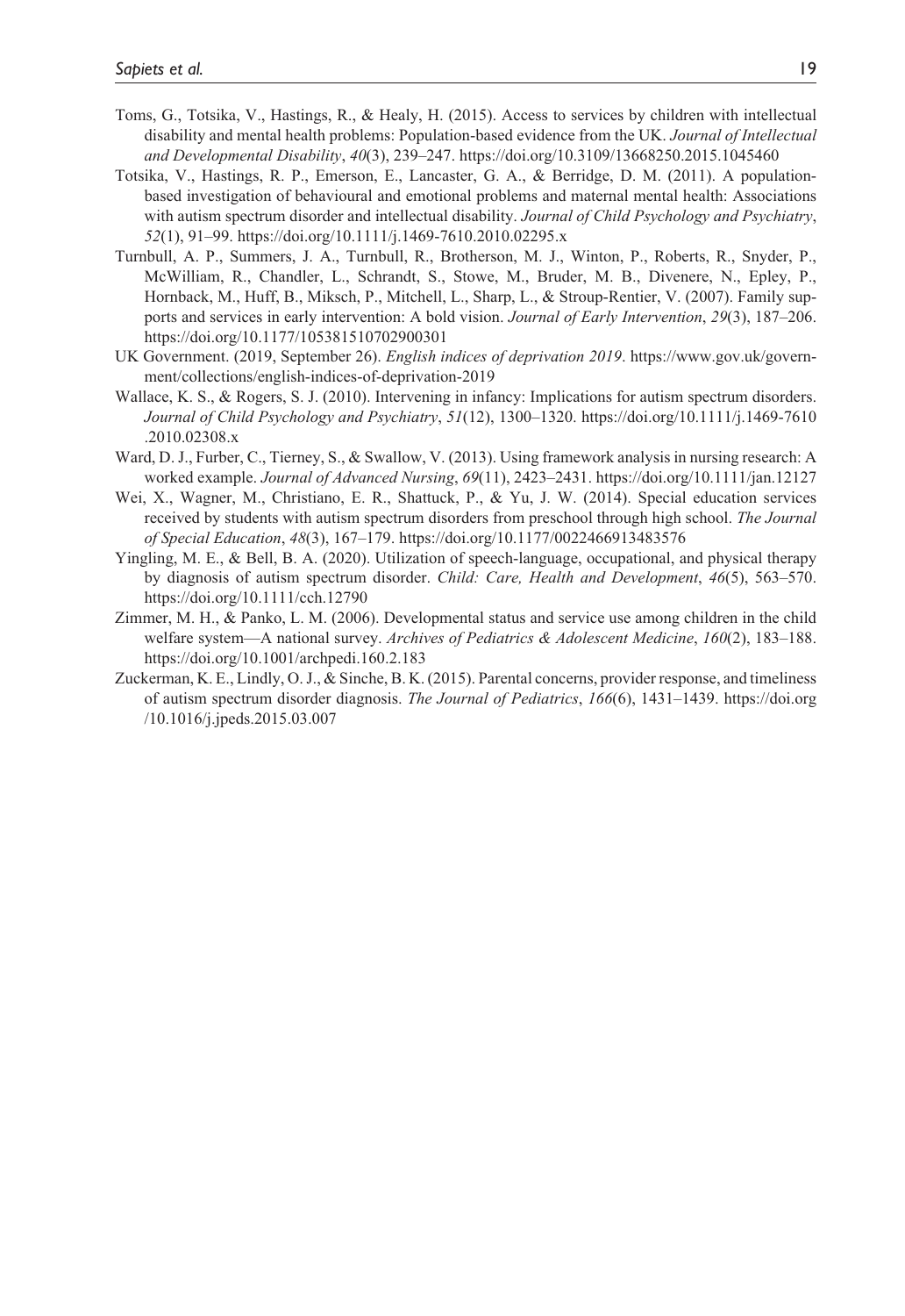Toms, G., Totsika, V., Hastings, R., & Healy, H. (2015). Access to services by children with intellectual disability and mental health problems: Population-based evidence from the UK. *Journal of Intellectual and Developmental Disability*, *40*(3), 239–247. https://doi.org/10.3109/13668250.2015.1045460

Totsika, V., Hastings, R. P., Emerson, E., Lancaster, G. A., & Berridge, D. M. (2011). A population-based investigation of behavioural and emotional problems and maternal mental health: Associations with autism spectrum disorder and intellectual disability. *Journal of Child Psychology and Psychiatry*, *52*(1), 91–99. https://doi.org/10.1111/j.1469-7610.2010.02295.x

Turnbull, A. P., Summers, J. A., Turnbull, R., Brotherson, M. J., Winton, P., Roberts, R., Snyder, P., McWilliam, R., Chandler, L., Schrandt, S., Stowe, M., Bruder, M. B., Divenere, N., Epley, P., Hornback, M., Huff, B., Miksch, P., Mitchell, L., Sharp, L., & Stroup-Rentier, V. (2007). Family supports and services in early intervention: A bold vision. *Journal of Early Intervention*, *29*(3), 187–206. https://doi.org/10.1177/105381510702900301

UK Government. (2019, September 26). *English indices of deprivation 2019*. https://www.gov.uk/government/collections/english-indices-of-deprivation-2019

Wallace, K. S., & Rogers, S. J. (2010). Intervening in infancy: Implications for autism spectrum disorders. *Journal of Child Psychology and Psychiatry*, *51*(12), 1300–1320. https://doi.org/10.1111/j.1469-7610.2010.02308.x

Ward, D. J., Furber, C., Tierney, S., & Swallow, V. (2013). Using framework analysis in nursing research: A worked example. *Journal of Advanced Nursing*, *69*(11), 2423–2431. https://doi.org/10.1111/jan.12127

Wei, X., Wagner, M., Christiano, E. R., Shattuck, P., & Yu, J. W. (2014). Special education services received by students with autism spectrum disorders from preschool through high school. *The Journal of Special Education*, *48*(3), 167–179. https://doi.org/10.1177/0022466913483576

Yingling, M. E., & Bell, B. A. (2020). Utilization of speech-language, occupational, and physical therapy by diagnosis of autism spectrum disorder. *Child: Care, Health and Development*, *46*(5), 563–570. https://doi.org/10.1111/cch.12790

Zimmer, M. H., & Panko, L. M. (2006). Developmental status and service use among children in the child welfare system—A national survey. *Archives of Pediatrics & Adolescent Medicine*, *160*(2), 183–188. https://doi.org/10.1001/archpedi.160.2.183

Zuckerman, K. E., Lindly, O. J., & Sinche, B. K. (2015). Parental concerns, provider response, and timeliness of autism spectrum disorder diagnosis. *The Journal of Pediatrics*, *166*(6), 1431–1439. https://doi.org/10.1016/j.jpeds.2015.03.007